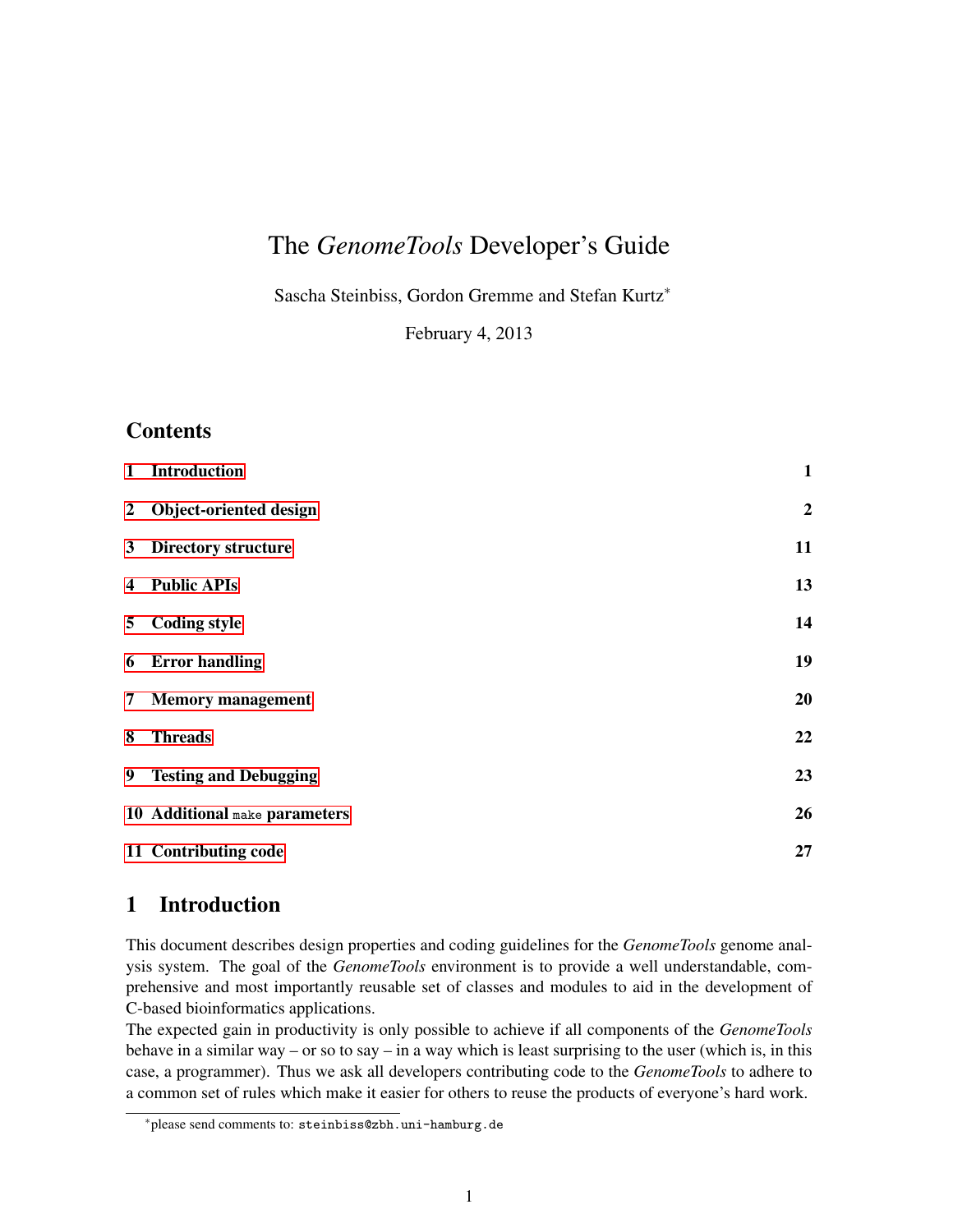# The *GenomeTools* Developer's Guide

Sascha Steinbiss, Gordon Gremme and Stefan Kurtz[*]

February 4, 2013

## Contents

| | | |
|---|---|---|
| 1 | Introduction | 1 |
| 2 | Object-oriented design | 2 |
| 3 | Directory structure | 11 |
| 4 | Public APIs | 13 |
| 5 | Coding style | 14 |
| 6 | Error handling | 19 |
| 7 | Memory management | 20 |
| 8 | Threads | 22 |
| 9 | Testing and Debugging | 23 |
| 10 | Additional `make` parameters | 26 |
| 11 | Contributing code | 27 |

## 1 Introduction

This document describes design properties and coding guidelines for the *GenomeTools* genome analysis system. The goal of the *GenomeTools* environment is to provide a well understandable, comprehensive and most importantly reusable set of classes and modules to aid in the development of C-based bioinformatics applications.

The expected gain in productivity is only possible to achieve if all components of the *GenomeTools* behave in a similar way – or so to say – in a way which is least surprising to the user (which is, in this case, a programmer). Thus we ask all developers contributing code to the *GenomeTools* to adhere to a common set of rules which make it easier for others to reuse the products of everyone's hard work.

[*]please send comments to: `steinbiss@zbh.uni-hamburg.de`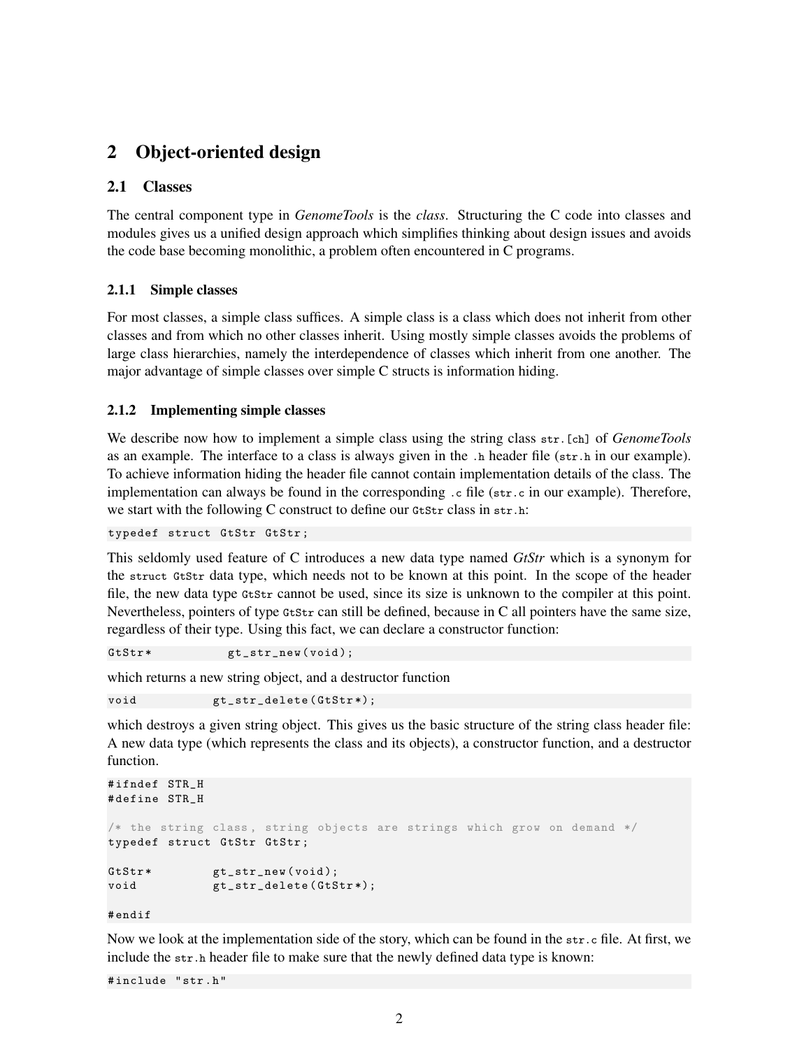# 2 Object-oriented design

## 2.1 Classes

The central component type in *GenomeTools* is the *class*. Structuring the C code into classes and modules gives us a unified design approach which simplifies thinking about design issues and avoids the code base becoming monolithic, a problem often encountered in C programs.

### 2.1.1 Simple classes

For most classes, a simple class suffices. A simple class is a class which does not inherit from other classes and from which no other classes inherit. Using mostly simple classes avoids the problems of large class hierarchies, namely the interdependence of classes which inherit from one another. The major advantage of simple classes over simple C structs is information hiding.

### 2.1.2 Implementing simple classes

We describe now how to implement a simple class using the string class `str.[ch]` of *GenomeTools* as an example. The interface to a class is always given in the `.h` header file (`str.h` in our example). To achieve information hiding the header file cannot contain implementation details of the class. The implementation can always be found in the corresponding `.c` file (`str.c` in our example). Therefore, we start with the following C construct to define our `GtStr` class in `str.h`:

```
typedef struct GtStr GtStr;
```

This seldomly used feature of C introduces a new data type named *GtStr* which is a synonym for the `struct GtStr` data type, which needs not to be known at this point. In the scope of the header file, the new data type `GtStr` cannot be used, since its size is unknown to the compiler at this point. Nevertheless, pointers of type `GtStr` can still be defined, because in C all pointers have the same size, regardless of their type. Using this fact, we can declare a constructor function:

```
GtStr*           gt_str_new(void);
```

which returns a new string object, and a destructor function

```
void           gt_str_delete(GtStr*);
```

which destroys a given string object. This gives us the basic structure of the string class header file: A new data type (which represents the class and its objects), a constructor function, and a destructor function.

```
#ifndef STR_H
#define STR_H

/* the string class, string objects are strings which grow on demand */
typedef struct GtStr GtStr;

GtStr*         gt_str_new(void);
void           gt_str_delete(GtStr*);

#endif
```

Now we look at the implementation side of the story, which can be found in the `str.c` file. At first, we include the `str.h` header file to make sure that the newly defined data type is known:

```
#include "str.h"
```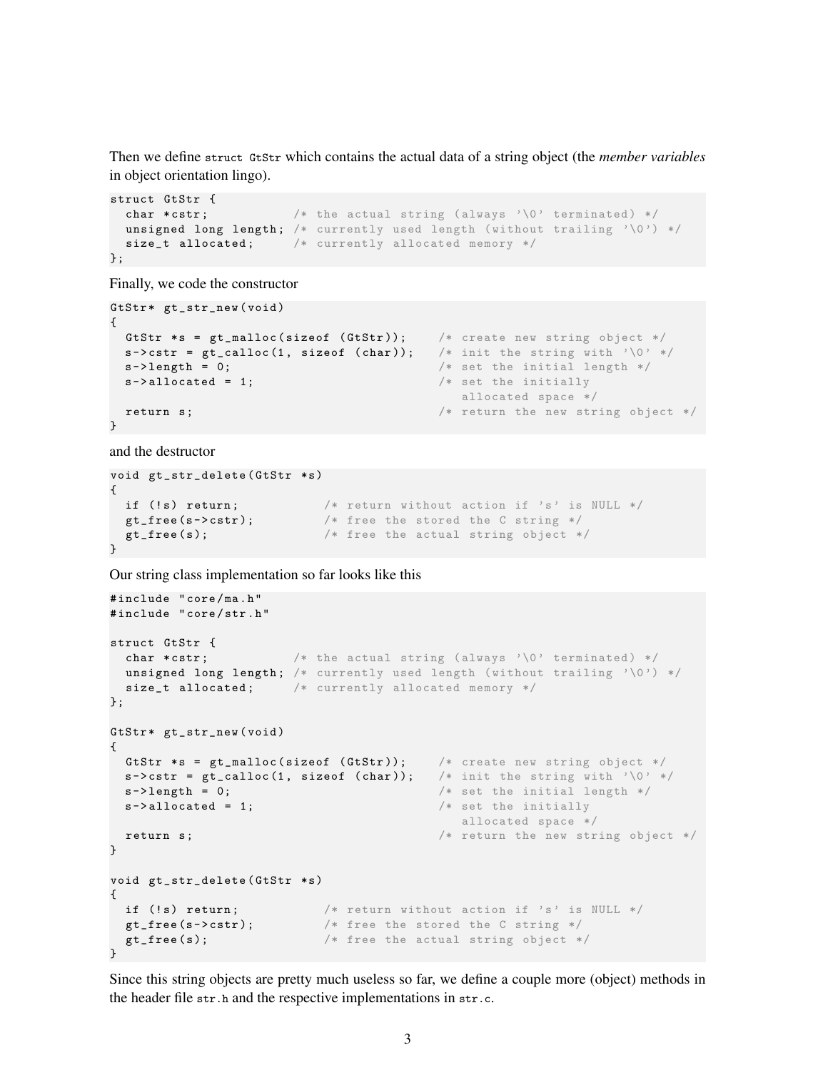Then we define `struct GtStr` which contains the actual data of a string object (the *member variables* in object orientation lingo).

```
struct GtStr {
  char *cstr;           /* the actual string (always '\0' terminated) */
  unsigned long length; /* currently used length (without trailing '\0') */
  size_t allocated;     /* currently allocated memory */
};
```

Finally, we code the constructor

```
GtStr* gt_str_new(void)
{
  GtStr *s = gt_malloc(sizeof (GtStr));    /* create new string object */
  s->cstr = gt_calloc(1, sizeof (char));   /* init the string with '\0' */
  s->length = 0;                           /* set the initial length */
  s->allocated = 1;                        /* set the initially
                                              allocated space */
  return s;                                /* return the new string object */
}
```

and the destructor

```
void gt_str_delete(GtStr *s)
{
  if (!s) return;           /* return without action if 's' is NULL */
  gt_free(s->cstr);         /* free the stored the C string */
  gt_free(s);               /* free the actual string object */
}
```

Our string class implementation so far looks like this

```
#include "core/ma.h"
#include "core/str.h"

struct GtStr {
  char *cstr;           /* the actual string (always '\0' terminated) */
  unsigned long length; /* currently used length (without trailing '\0') */
  size_t allocated;     /* currently allocated memory */
};

GtStr* gt_str_new(void)
{
  GtStr *s = gt_malloc(sizeof (GtStr));    /* create new string object */
  s->cstr = gt_calloc(1, sizeof (char));   /* init the string with '\0' */
  s->length = 0;                           /* set the initial length */
  s->allocated = 1;                        /* set the initially
                                              allocated space */
  return s;                                /* return the new string object */
}

void gt_str_delete(GtStr *s)
{
  if (!s) return;           /* return without action if 's' is NULL */
  gt_free(s->cstr);         /* free the stored the C string */
  gt_free(s);               /* free the actual string object */
}
```

Since this string objects are pretty much useless so far, we define a couple more (object) methods in the header file `str.h` and the respective implementations in `str.c`.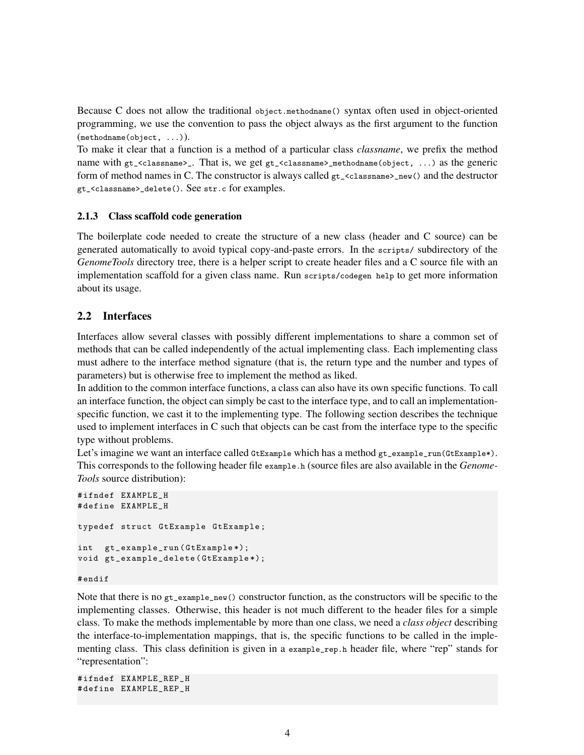Because C does not allow the traditional `object.methodname()` syntax often used in object-oriented programming, we use the convention to pass the object always as the first argument to the function (`methodname(object, ...)`).
To make it clear that a function is a method of a particular class *classname*, we prefix the method name with `gt_<classname>_`. That is, we get `gt_<classname>_methodname(object, ...)` as the generic form of method names in C. The constructor is always called `gt_<classname>_new()` and the destructor `gt_<classname>_delete()`. See `str.c` for examples.

### 2.1.3 Class scaffold code generation

The boilerplate code needed to create the structure of a new class (header and C source) can be generated automatically to avoid typical copy-and-paste errors. In the `scripts/` subdirectory of the *GenomeTools* directory tree, there is a helper script to create header files and a C source file with an implementation scaffold for a given class name. Run `scripts/codegen help` to get more information about its usage.

## 2.2 Interfaces

Interfaces allow several classes with possibly different implementations to share a common set of methods that can be called independently of the actual implementing class. Each implementing class must adhere to the interface method signature (that is, the return type and the number and types of parameters) but is otherwise free to implement the method as liked.
In addition to the common interface functions, a class can also have its own specific functions. To call an interface function, the object can simply be cast to the interface type, and to call an implementation-specific function, we cast it to the implementing type. The following section describes the technique used to implement interfaces in C such that objects can be cast from the interface type to the specific type without problems.
Let's imagine we want an interface called `GtExample` which has a method `gt_example_run(GtExample*)`. This corresponds to the following header file `example.h` (source files are also available in the *GenomeTools* source distribution):

```
#ifndef EXAMPLE_H
#define EXAMPLE_H

typedef struct GtExample GtExample;

int  gt_example_run(GtExample*);
void gt_example_delete(GtExample*);

#endif
```

Note that there is no `gt_example_new()` constructor function, as the constructors will be specific to the implementing classes. Otherwise, this header is not much different to the header files for a simple class. To make the methods implementable by more than one class, we need a *class object* describing the interface-to-implementation mappings, that is, the specific functions to be called in the implementing class. This class definition is given in a `example_rep.h` header file, where "rep" stands for "representation":

```
#ifndef EXAMPLE_REP_H
#define EXAMPLE_REP_H
```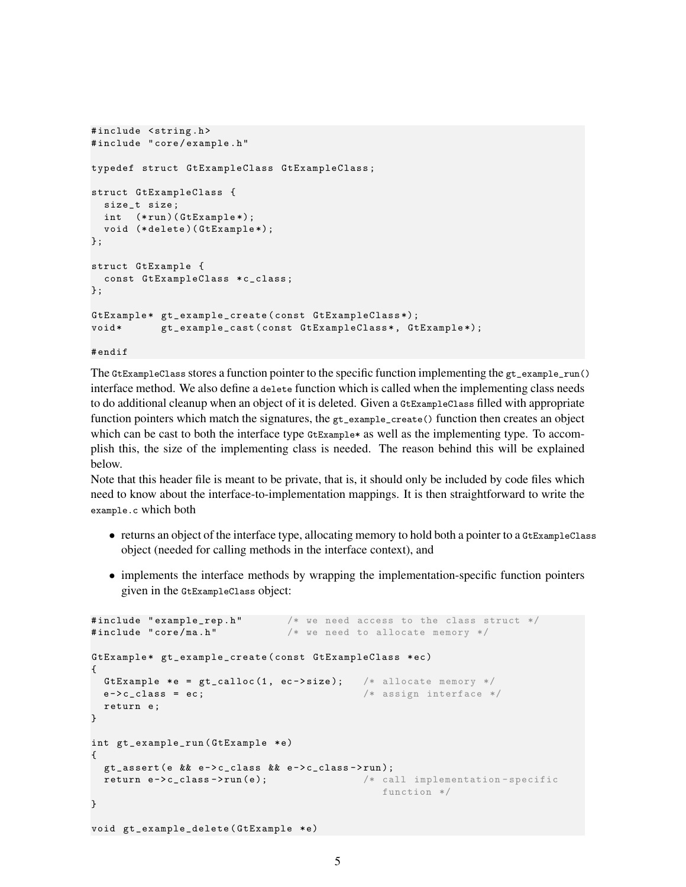```
#include <string.h>
#include "core/example.h"

typedef struct GtExampleClass GtExampleClass;

struct GtExampleClass {
  size_t size;
  int  (*run)(GtExample*);
  void (*delete)(GtExample*);
};

struct GtExample {
  const GtExampleClass *c_class;
};

GtExample* gt_example_create(const GtExampleClass*);
void*      gt_example_cast(const GtExampleClass*, GtExample*);

#endif
```

The `GtExampleClass` stores a function pointer to the specific function implementing the `gt_example_run()` interface method. We also define a `delete` function which is called when the implementing class needs to do additional cleanup when an object of it is deleted. Given a `GtExampleClass` filled with appropriate function pointers which match the signatures, the `gt_example_create()` function then creates an object which can be cast to both the interface type `GtExample*` as well as the implementing type. To accomplish this, the size of the implementing class is needed. The reason behind this will be explained below.

Note that this header file is meant to be private, that is, it should only be included by code files which need to know about the interface-to-implementation mappings. It is then straightforward to write the `example.c` which both

- returns an object of the interface type, allocating memory to hold both a pointer to a `GtExampleClass` object (needed for calling methods in the interface context), and
- implements the interface methods by wrapping the implementation-specific function pointers given in the `GtExampleClass` object:

```
#include "example_rep.h"        /* we need access to the class struct */
#include "core/ma.h"            /* we need to allocate memory */

GtExample* gt_example_create(const GtExampleClass *ec)
{
  GtExample *e = gt_calloc(1, ec->size);   /* allocate memory */
  e->c_class = ec;                          /* assign interface */
  return e;
}

int gt_example_run(GtExample *e)
{
  gt_assert(e && e->c_class && e->c_class->run);
  return e->c_class->run(e);                /* call implementation-specific
                                               function */
}

void gt_example_delete(GtExample *e)
```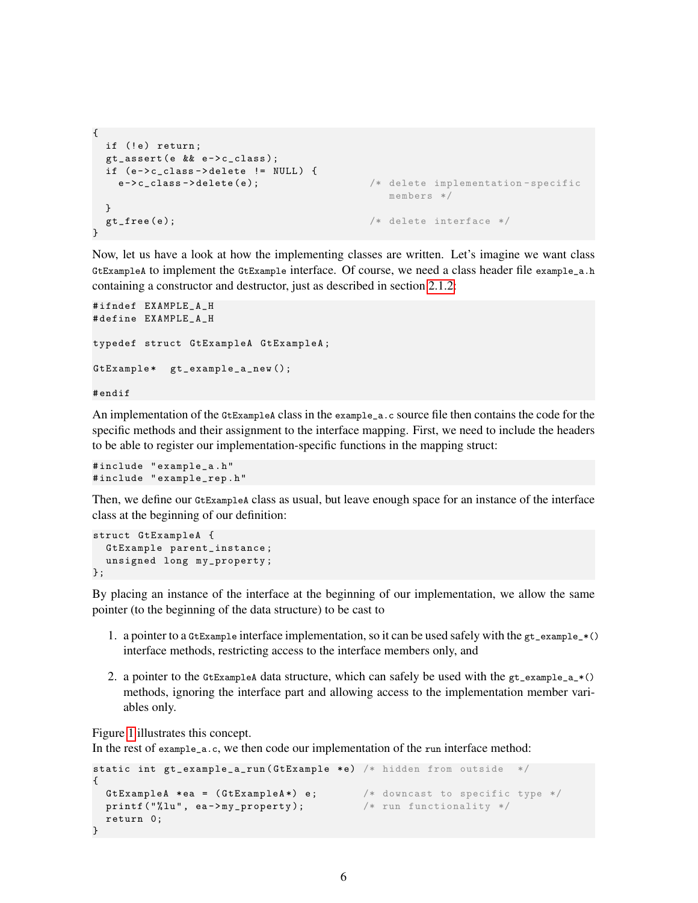```
{
  if (!e) return;
  gt_assert(e && e->c_class);
  if (e->c_class->delete != NULL) {
    e->c_class->delete(e);              /* delete implementation-specific
                                           members */
  }
  gt_free(e);                           /* delete interface */
}
```

Now, let us have a look at how the implementing classes are written. Let's imagine we want class `GtExampleA` to implement the `GtExample` interface. Of course, we need a class header file `example_a.h` containing a constructor and destructor, just as described in section 2.1.2:

```
#ifndef EXAMPLE_A_H
#define EXAMPLE_A_H

typedef struct GtExampleA GtExampleA;

GtExample*  gt_example_a_new();

#endif
```

An implementation of the `GtExampleA` class in the `example_a.c` source file then contains the code for the specific methods and their assignment to the interface mapping. First, we need to include the headers to be able to register our implementation-specific functions in the mapping struct:

```
#include "example_a.h"
#include "example_rep.h"
```

Then, we define our `GtExampleA` class as usual, but leave enough space for an instance of the interface class at the beginning of our definition:

```
struct GtExampleA {
  GtExample parent_instance;
  unsigned long my_property;
};
```

By placing an instance of the interface at the beginning of our implementation, we allow the same pointer (to the beginning of the data structure) to be cast to

1. a pointer to a `GtExample` interface implementation, so it can be used safely with the `gt_example_*()` interface methods, restricting access to the interface members only, and
2. a pointer to the `GtExampleA` data structure, which can safely be used with the `gt_example_a_*()` methods, ignoring the interface part and allowing access to the implementation member variables only.

Figure 1 illustrates this concept.
In the rest of `example_a.c`, we then code our implementation of the `run` interface method:

```
static int gt_example_a_run(GtExample *e) /* hidden from outside  */
{
  GtExampleA *ea = (GtExampleA*) e;       /* downcast to specific type */
  printf("%lu", ea->my_property);         /* run functionality */
  return 0;
}
```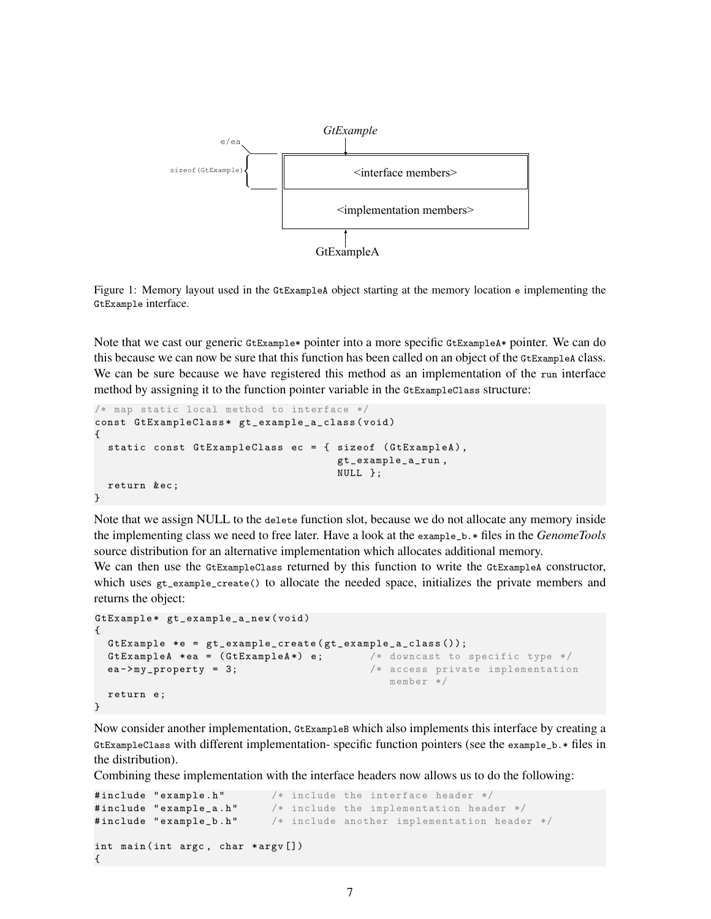Figure 1: Memory layout used in the `GtExampleA` object starting at the memory location `e` implementing the `GtExample` interface.

Note that we cast our generic `GtExample*` pointer into a more specific `GtExampleA*` pointer. We can do this because we can now be sure that this function has been called on an object of the `GtExampleA` class. We can be sure because we have registered this method as an implementation of the `run` interface method by assigning it to the function pointer variable in the `GtExampleClass` structure:

```
/* map static local method to interface */
const GtExampleClass* gt_example_a_class(void)
{
  static const GtExampleClass ec = { sizeof (GtExampleA),
                                     gt_example_a_run,
                                     NULL };
  return &ec;
}
```

Note that we assign NULL to the `delete` function slot, because we do not allocate any memory inside the implementing class we need to free later. Have a look at the `example_b.*` files in the *GenomeTools* source distribution for an alternative implementation which allocates additional memory.
We can then use the `GtExampleClass` returned by this function to write the `GtExampleA` constructor, which uses `gt_example_create()` to allocate the needed space, initializes the private members and returns the object:

```
GtExample* gt_example_a_new(void)
{
  GtExample *e = gt_example_create(gt_example_a_class());
  GtExampleA *ea = (GtExampleA*) e;        /* downcast to specific type */
  ea->my_property = 3;                     /* access private implementation
                                              member */
  return e;
}
```

Now consider another implementation, `GtExampleB` which also implements this interface by creating a `GtExampleClass` with different implementation- specific function pointers (see the `example_b.*` files in the distribution).
Combining these implementation with the interface headers now allows us to do the following:

```
#include "example.h"       /* include the interface header */
#include "example_a.h"     /* include the implementation header */
#include "example_b.h"     /* include another implementation header */

int main(int argc, char *argv[])
{
```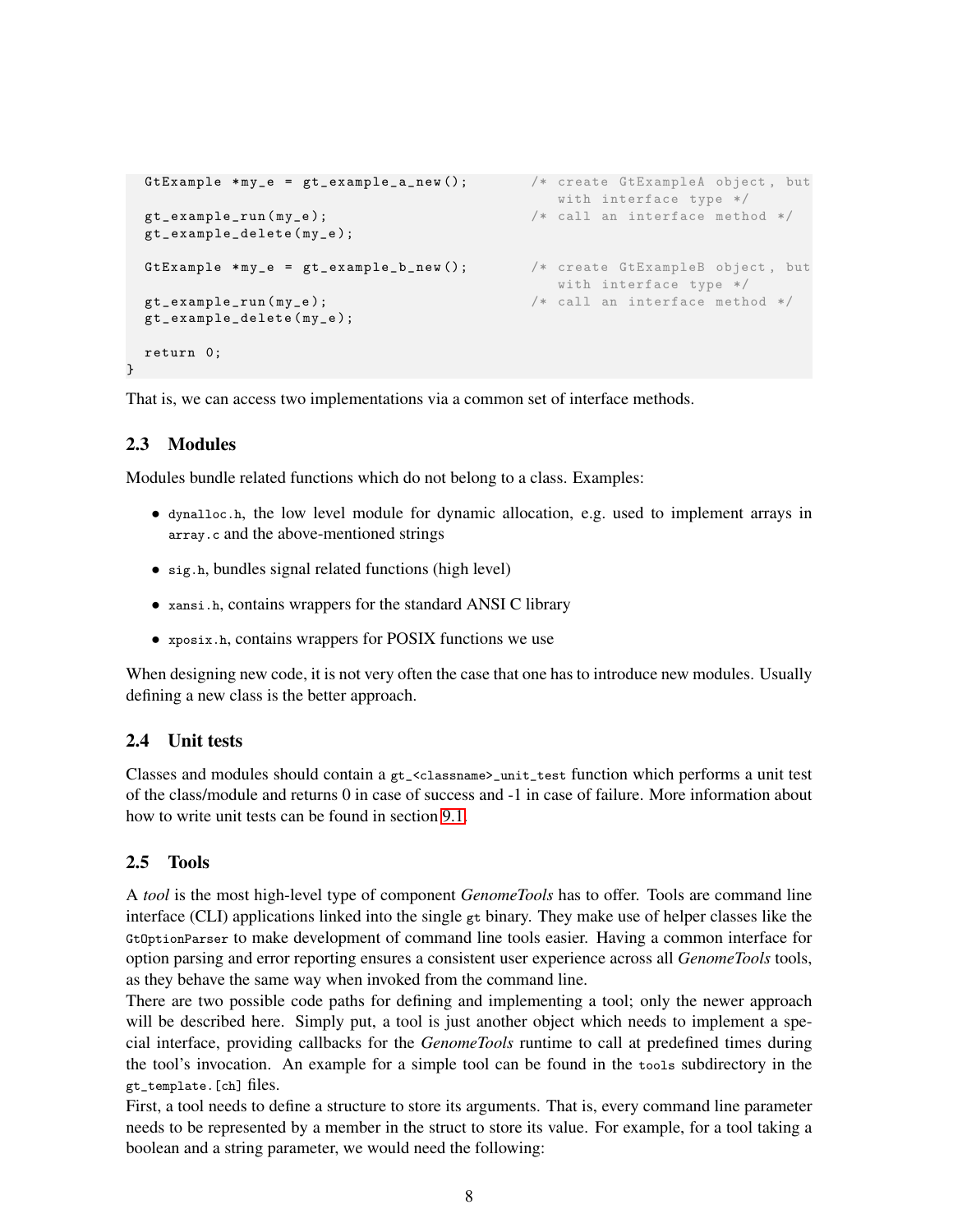```
  GtExample *my_e = gt_example_a_new();        /* create GtExampleA object, but
                                                  with interface type */
  gt_example_run(my_e);                        /* call an interface method */
  gt_example_delete(my_e);

  GtExample *my_e = gt_example_b_new();        /* create GtExampleB object, but
                                                  with interface type */
  gt_example_run(my_e);                        /* call an interface method */
  gt_example_delete(my_e);

  return 0;
}
```

That is, we can access two implementations via a common set of interface methods.

### 2.3 Modules

Modules bundle related functions which do not belong to a class. Examples:

- `dynalloc.h`, the low level module for dynamic allocation, e.g. used to implement arrays in `array.c` and the above-mentioned strings
- `sig.h`, bundles signal related functions (high level)
- `xansi.h`, contains wrappers for the standard ANSI C library
- `xposix.h`, contains wrappers for POSIX functions we use

When designing new code, it is not very often the case that one has to introduce new modules. Usually defining a new class is the better approach.

### 2.4 Unit tests

Classes and modules should contain a `gt_<classname>_unit_test` function which performs a unit test of the class/module and returns 0 in case of success and -1 in case of failure. More information about how to write unit tests can be found in section 9.1.

### 2.5 Tools

A *tool* is the most high-level type of component *GenomeTools* has to offer. Tools are command line interface (CLI) applications linked into the single `gt` binary. They make use of helper classes like the `GtOptionParser` to make development of command line tools easier. Having a common interface for option parsing and error reporting ensures a consistent user experience across all *GenomeTools* tools, as they behave the same way when invoked from the command line.

There are two possible code paths for defining and implementing a tool; only the newer approach will be described here. Simply put, a tool is just another object which needs to implement a special interface, providing callbacks for the *GenomeTools* runtime to call at predefined times during the tool's invocation. An example for a simple tool can be found in the `tools` subdirectory in the `gt_template.[ch]` files.

First, a tool needs to define a structure to store its arguments. That is, every command line parameter needs to be represented by a member in the struct to store its value. For example, for a tool taking a boolean and a string parameter, we would need the following: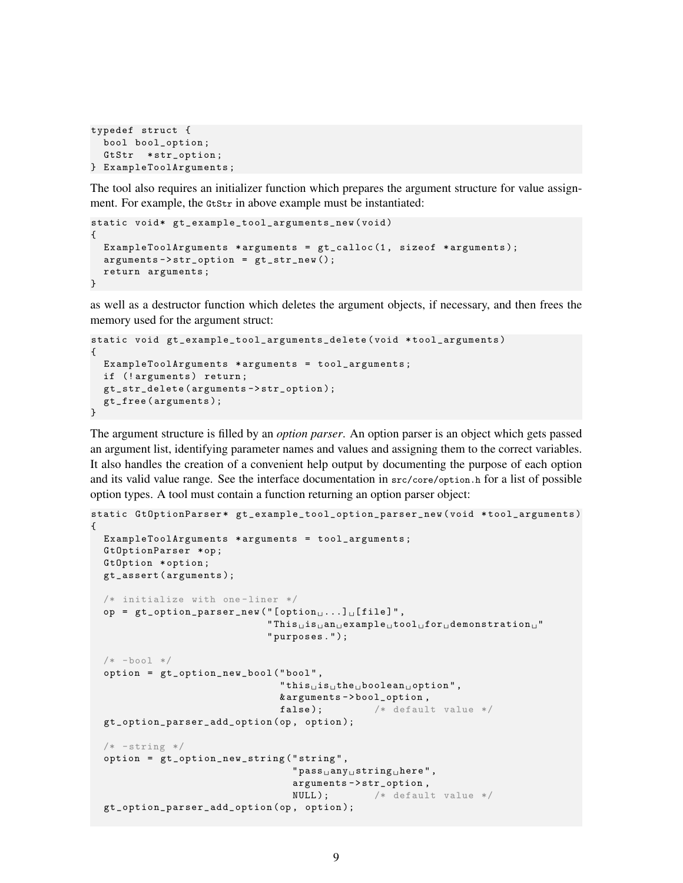```
typedef struct {
  bool bool_option;
  GtStr  *str_option;
} ExampleToolArguments;
```

The tool also requires an initializer function which prepares the argument structure for value assignment. For example, the `GtStr` in above example must be instantiated:

```
static void* gt_example_tool_arguments_new(void)
{
  ExampleToolArguments *arguments = gt_calloc(1, sizeof *arguments);
  arguments->str_option = gt_str_new();
  return arguments;
}
```

as well as a destructor function which deletes the argument objects, if necessary, and then frees the memory used for the argument struct:

```
static void gt_example_tool_arguments_delete(void *tool_arguments)
{
  ExampleToolArguments *arguments = tool_arguments;
  if (!arguments) return;
  gt_str_delete(arguments->str_option);
  gt_free(arguments);
}
```

The argument structure is filled by an *option parser*. An option parser is an object which gets passed an argument list, identifying parameter names and values and assigning them to the correct variables. It also handles the creation of a convenient help output by documenting the purpose of each option and its valid value range. See the interface documentation in `src/core/option.h` for a list of possible option types. A tool must contain a function returning an option parser object:

```
static GtOptionParser* gt_example_tool_option_parser_new(void *tool_arguments)
{
  ExampleToolArguments *arguments = tool_arguments;
  GtOptionParser *op;
  GtOption *option;
  gt_assert(arguments);

  /* initialize with one-liner */
  op = gt_option_parser_new("[option ...] [file]",
                            "This is an example tool for demonstration "
                            "purposes.");

  /* -bool */
  option = gt_option_new_bool("bool",
                              "this is the boolean option",
                              &arguments->bool_option,
                              false);        /* default value */
  gt_option_parser_add_option(op, option);

  /* -string */
  option = gt_option_new_string("string",
                                "pass any string here",
                                arguments->str_option,
                                NULL);       /* default value */
  gt_option_parser_add_option(op, option);
```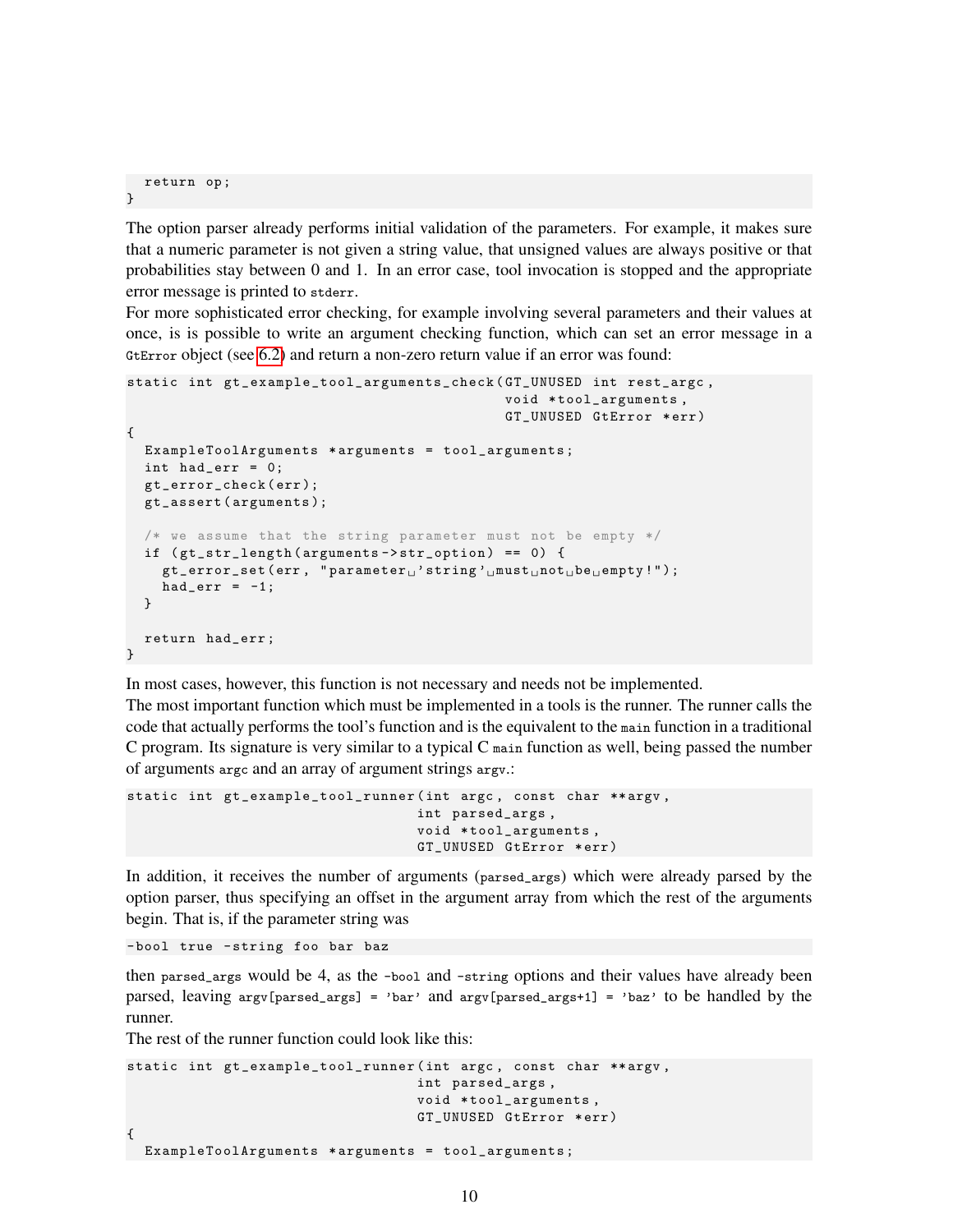```
  return op;
}
```

The option parser already performs initial validation of the parameters. For example, it makes sure that a numeric parameter is not given a string value, that unsigned values are always positive or that probabilities stay between 0 and 1. In an error case, tool invocation is stopped and the appropriate error message is printed to `stderr`.

For more sophisticated error checking, for example involving several parameters and their values at once, is is possible to write an argument checking function, which can set an error message in a `GtError` object (see 6.2) and return a non-zero return value if an error was found:

```
static int gt_example_tool_arguments_check(GT_UNUSED int rest_argc,
                                           void *tool_arguments,
                                           GT_UNUSED GtError *err)
{
  ExampleToolArguments *arguments = tool_arguments;
  int had_err = 0;
  gt_error_check(err);
  gt_assert(arguments);

  /* we assume that the string parameter must not be empty */
  if (gt_str_length(arguments->str_option) == 0) {
    gt_error_set(err, "parameter 'string' must not be empty!");
    had_err = -1;
  }

  return had_err;
}
```

In most cases, however, this function is not necessary and needs not be implemented.

The most important function which must be implemented in a tools is the runner. The runner calls the code that actually performs the tool's function and is the equivalent to the `main` function in a traditional C program. Its signature is very similar to a typical C `main` function as well, being passed the number of arguments `argc` and an array of argument strings `argv`.:

```
static int gt_example_tool_runner(int argc, const char **argv,
                                  int parsed_args,
                                  void *tool_arguments,
                                  GT_UNUSED GtError *err)
```

In addition, it receives the number of arguments (`parsed_args`) which were already parsed by the option parser, thus specifying an offset in the argument array from which the rest of the arguments begin. That is, if the parameter string was

```
-bool true -string foo bar baz
```

then `parsed_args` would be 4, as the `-bool` and `-string` options and their values have already been parsed, leaving `argv[parsed_args] = 'bar'` and `argv[parsed_args+1] = 'baz'` to be handled by the runner.

The rest of the runner function could look like this:

```
static int gt_example_tool_runner(int argc, const char **argv,
                                  int parsed_args,
                                  void *tool_arguments,
                                  GT_UNUSED GtError *err)
{
  ExampleToolArguments *arguments = tool_arguments;
```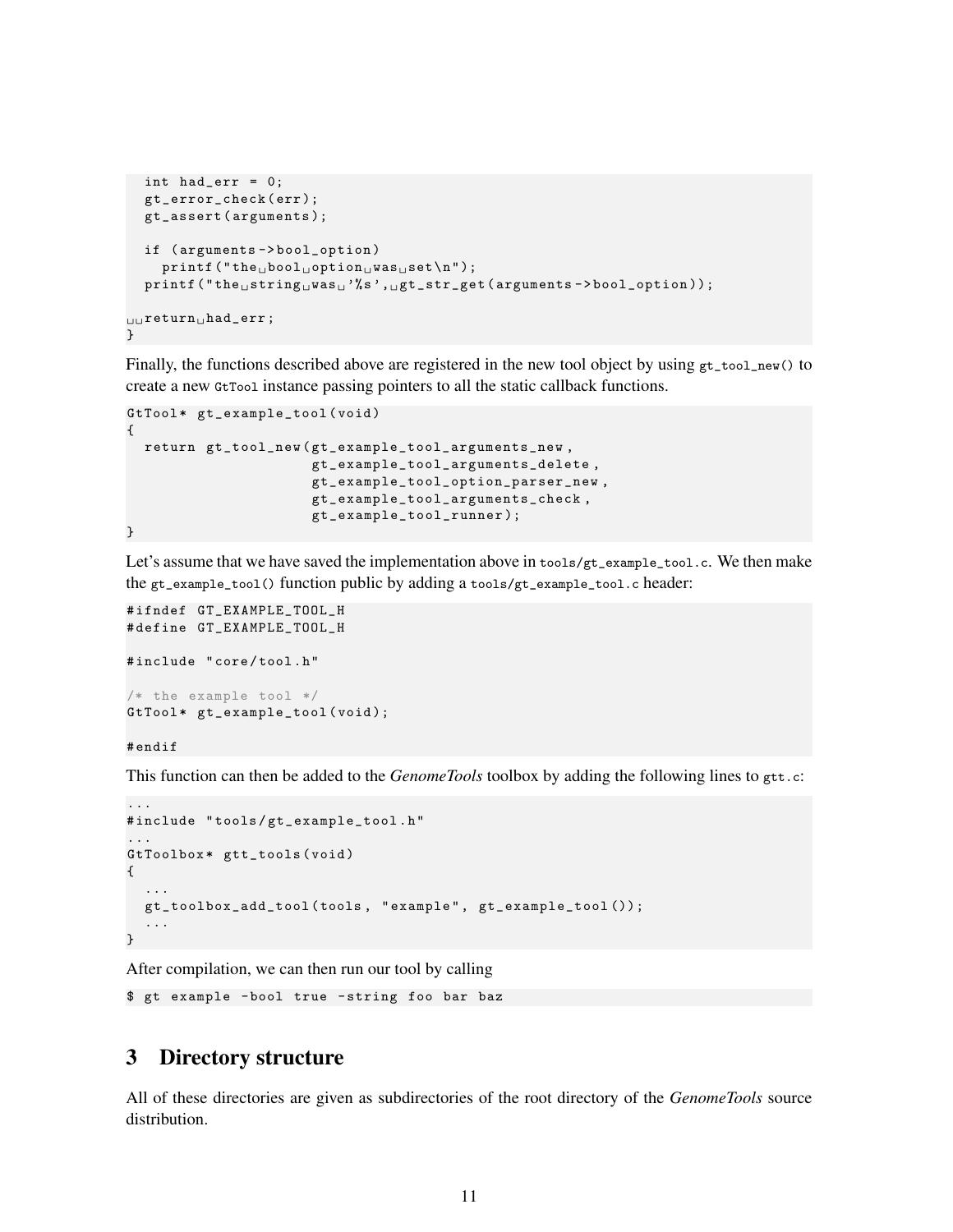```
  int had_err = 0;
  gt_error_check(err);
  gt_assert(arguments);

  if (arguments->bool_option)
    printf("the bool option was set\n");
  printf("the string was '%s', gt_str_get(arguments->bool_option));

  return had_err;
}
```

Finally, the functions described above are registered in the new tool object by using `gt_tool_new()` to create a new `GtTool` instance passing pointers to all the static callback functions.

```
GtTool* gt_example_tool(void)
{
  return gt_tool_new(gt_example_tool_arguments_new,
                     gt_example_tool_arguments_delete,
                     gt_example_tool_option_parser_new,
                     gt_example_tool_arguments_check,
                     gt_example_tool_runner);
}
```

Let's assume that we have saved the implementation above in `tools/gt_example_tool.c`. We then make the `gt_example_tool()` function public by adding a `tools/gt_example_tool.c` header:

```
#ifndef GT_EXAMPLE_TOOL_H
#define GT_EXAMPLE_TOOL_H

#include "core/tool.h"

/* the example tool */
GtTool* gt_example_tool(void);

#endif
```

This function can then be added to the *GenomeTools* toolbox by adding the following lines to `gtt.c`:

```
...
#include "tools/gt_example_tool.h"
...
GtToolbox* gtt_tools(void)
{
  ...
  gt_toolbox_add_tool(tools, "example", gt_example_tool());
  ...
}
```

After compilation, we can then run our tool by calling

```
$ gt example -bool true -string foo bar baz
```

## 3 Directory structure

All of these directories are given as subdirectories of the root directory of the *GenomeTools* source distribution.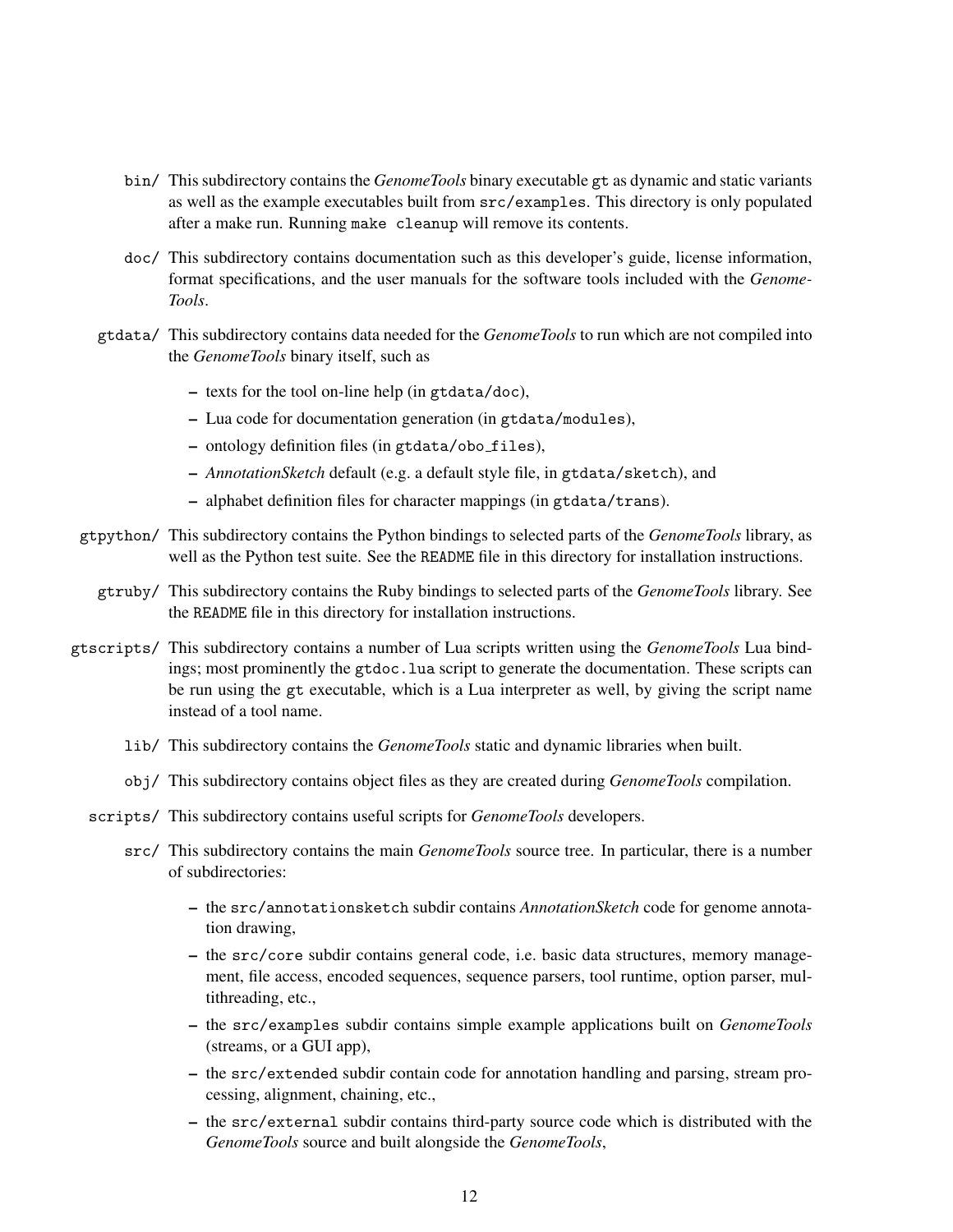`bin/` This subdirectory contains the *GenomeTools* binary executable `gt` as dynamic and static variants as well as the example executables built from `src/examples`. This directory is only populated after a make run. Running `make cleanup` will remove its contents.

`doc/` This subdirectory contains documentation such as this developer's guide, license information, format specifications, and the user manuals for the software tools included with the *GenomeTools*.

`gtdata/` This subdirectory contains data needed for the *GenomeTools* to run which are not compiled into the *GenomeTools* binary itself, such as

- texts for the tool on-line help (in `gtdata/doc`),
- Lua code for documentation generation (in `gtdata/modules`),
- ontology definition files (in `gtdata/obo_files`),
- *AnnotationSketch* default (e.g. a default style file, in `gtdata/sketch`), and
- alphabet definition files for character mappings (in `gtdata/trans`).

`gtpython/` This subdirectory contains the Python bindings to selected parts of the *GenomeTools* library, as well as the Python test suite. See the `README` file in this directory for installation instructions.

`gtruby/` This subdirectory contains the Ruby bindings to selected parts of the *GenomeTools* library. See the `README` file in this directory for installation instructions.

`gtscripts/` This subdirectory contains a number of Lua scripts written using the *GenomeTools* Lua bindings; most prominently the `gtdoc.lua` script to generate the documentation. These scripts can be run using the `gt` executable, which is a Lua interpreter as well, by giving the script name instead of a tool name.

`lib/` This subdirectory contains the *GenomeTools* static and dynamic libraries when built.

`obj/` This subdirectory contains object files as they are created during *GenomeTools* compilation.

`scripts/` This subdirectory contains useful scripts for *GenomeTools* developers.

`src/` This subdirectory contains the main *GenomeTools* source tree. In particular, there is a number of subdirectories:

- the `src/annotationsketch` subdir contains *AnnotationSketch* code for genome annotation drawing,
- the `src/core` subdir contains general code, i.e. basic data structures, memory management, file access, encoded sequences, sequence parsers, tool runtime, option parser, multithreading, etc.,
- the `src/examples` subdir contains simple example applications built on *GenomeTools* (streams, or a GUI app),
- the `src/extended` subdir contain code for annotation handling and parsing, stream processing, alignment, chaining, etc.,
- the `src/external` subdir contains third-party source code which is distributed with the *GenomeTools* source and built alongside the *GenomeTools*,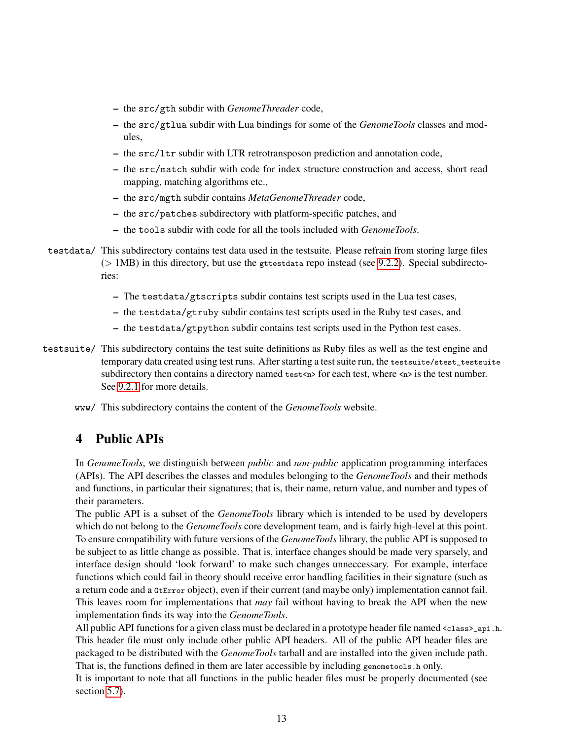- the `src/gth` subdir with *GenomeThreader* code,
- the `src/gtlua` subdir with Lua bindings for some of the *GenomeTools* classes and modules,
- the `src/ltr` subdir with LTR retrotransposon prediction and annotation code,
- the `src/match` subdir with code for index structure construction and access, short read mapping, matching algorithms etc.,
- the `src/mgth` subdir contains *MetaGenomeThreader* code,
- the `src/patches` subdirectory with platform-specific patches, and
- the `tools` subdir with code for all the tools included with *GenomeTools*.

`testdata/` This subdirectory contains test data used in the testsuite. Please refrain from storing large files ($>$ 1MB) in this directory, but use the `gttestdata` repo instead (see 9.2.2). Special subdirectories:

- The `testdata/gtscripts` subdir contains test scripts used in the Lua test cases,
- the `testdata/gtruby` subdir contains test scripts used in the Ruby test cases, and
- the `testdata/gtpython` subdir contains test scripts used in the Python test cases.

`testsuite/` This subdirectory contains the test suite definitions as Ruby files as well as the test engine and temporary data created using test runs. After starting a test suite run, the `testsuite/stest_testsuite` subdirectory then contains a directory named `test<n>` for each test, where `<n>` is the test number. See 9.2.1 for more details.

`www/` This subdirectory contains the content of the *GenomeTools* website.

# 4 Public APIs

In *GenomeTools*, we distinguish between *public* and *non-public* application programming interfaces (APIs). The API describes the classes and modules belonging to the *GenomeTools* and their methods and functions, in particular their signatures; that is, their name, return value, and number and types of their parameters.

The public API is a subset of the *GenomeTools* library which is intended to be used by developers which do not belong to the *GenomeTools* core development team, and is fairly high-level at this point. To ensure compatibility with future versions of the *GenomeTools* library, the public API is supposed to be subject to as little change as possible. That is, interface changes should be made very sparsely, and interface design should 'look forward' to make such changes unneccessary. For example, interface functions which could fail in theory should receive error handling facilities in their signature (such as a return code and a `GtError` object), even if their current (and maybe only) implementation cannot fail. This leaves room for implementations that *may* fail without having to break the API when the new implementation finds its way into the *GenomeTools*.

All public API functions for a given class must be declared in a prototype header file named `<class>_api.h`. This header file must only include other public API headers. All of the public API header files are packaged to be distributed with the *GenomeTools* tarball and are installed into the given include path. That is, the functions defined in them are later accessible by including `genometools.h` only.

It is important to note that all functions in the public header files must be properly documented (see section 5.7).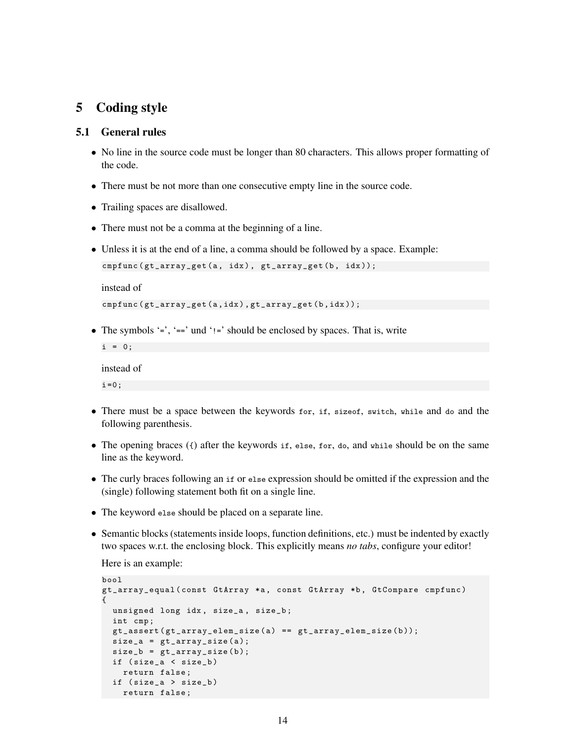# 5 Coding style

## 5.1 General rules

- No line in the source code must be longer than 80 characters. This allows proper formatting of the code.
- There must be not more than one consecutive empty line in the source code.
- Trailing spaces are disallowed.
- There must not be a comma at the beginning of a line.
- Unless it is at the end of a line, a comma should be followed by a space. Example:

  ```
  cmpfunc(gt_array_get(a, idx), gt_array_get(b, idx));
  ```

  instead of

  ```
  cmpfunc(gt_array_get(a,idx),gt_array_get(b,idx));
  ```

- The symbols '`=`', '`==`' und '`!=`' should be enclosed by spaces. That is, write

  ```
  i = 0;
  ```

  instead of

  ```
  i=0;
  ```

- There must be a space between the keywords `for`, `if`, `sizeof`, `switch`, `while` and `do` and the following parenthesis.
- The opening braces (`{`) after the keywords `if`, `else`, `for`, `do`, and `while` should be on the same line as the keyword.
- The curly braces following an `if` or `else` expression should be omitted if the expression and the (single) following statement both fit on a single line.
- The keyword `else` should be placed on a separate line.
- Semantic blocks (statements inside loops, function definitions, etc.) must be indented by exactly two spaces w.r.t. the enclosing block. This explicitly means *no tabs*, configure your editor!

  Here is an example:

  ```
  bool
  gt_array_equal(const GtArray *a, const GtArray *b, GtCompare cmpfunc)
  {
    unsigned long idx, size_a, size_b;
    int cmp;
    gt_assert(gt_array_elem_size(a) == gt_array_elem_size(b));
    size_a = gt_array_size(a);
    size_b = gt_array_size(b);
    if (size_a < size_b)
      return false;
    if (size_a > size_b)
      return false;
  ```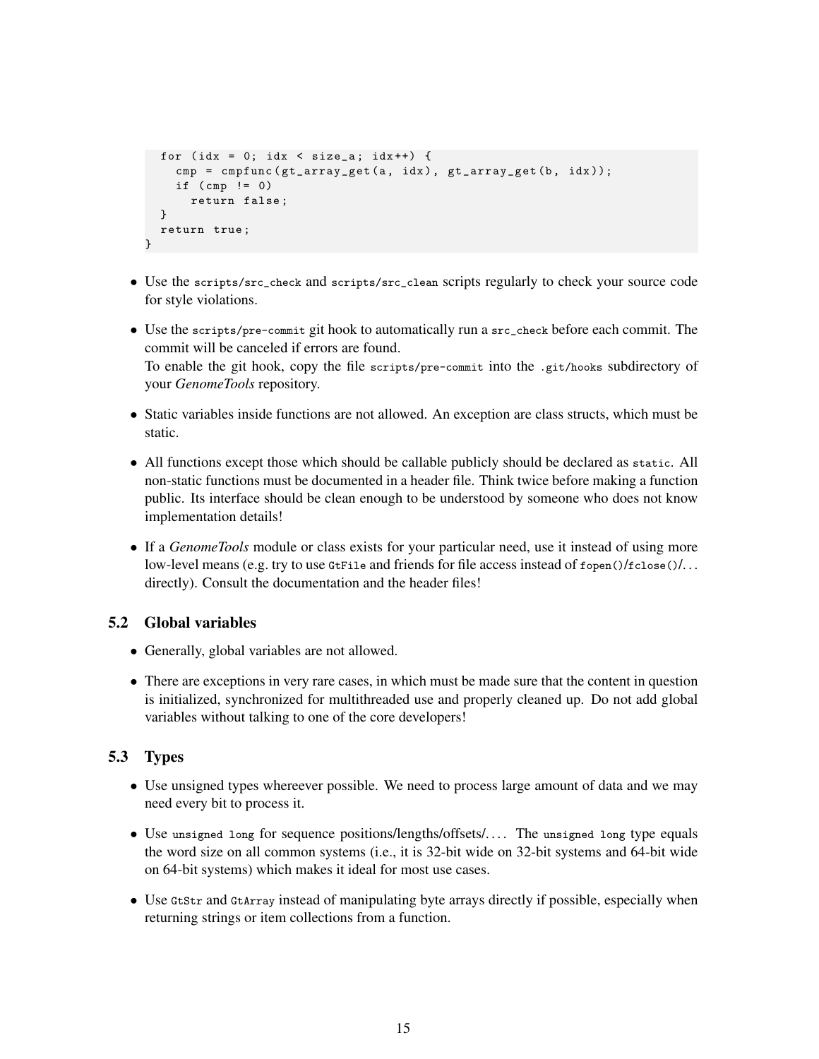```
  for (idx = 0; idx < size_a; idx++) {
    cmp = cmpfunc(gt_array_get(a, idx), gt_array_get(b, idx));
    if (cmp != 0)
      return false;
  }
  return true;
}
```

- Use the `scripts/src_check` and `scripts/src_clean` scripts regularly to check your source code for style violations.
- Use the `scripts/pre-commit` git hook to automatically run a `src_check` before each commit. The commit will be canceled if errors are found.
  To enable the git hook, copy the file `scripts/pre-commit` into the `.git/hooks` subdirectory of your *GenomeTools* repository.
- Static variables inside functions are not allowed. An exception are class structs, which must be static.
- All functions except those which should be callable publicly should be declared as `static`. All non-static functions must be documented in a header file. Think twice before making a function public. Its interface should be clean enough to be understood by someone who does not know implementation details!
- If a *GenomeTools* module or class exists for your particular need, use it instead of using more low-level means (e.g. try to use `GtFile` and friends for file access instead of `fopen()`/`fclose()`/... directly). Consult the documentation and the header files!

## 5.2 Global variables

- Generally, global variables are not allowed.
- There are exceptions in very rare cases, in which must be made sure that the content in question is initialized, synchronized for multithreaded use and properly cleaned up. Do not add global variables without talking to one of the core developers!

## 5.3 Types

- Use unsigned types whereever possible. We need to process large amount of data and we may need every bit to process it.
- Use `unsigned long` for sequence positions/lengths/offsets/.... The `unsigned long` type equals the word size on all common systems (i.e., it is 32-bit wide on 32-bit systems and 64-bit wide on 64-bit systems) which makes it ideal for most use cases.
- Use `GtStr` and `GtArray` instead of manipulating byte arrays directly if possible, especially when returning strings or item collections from a function.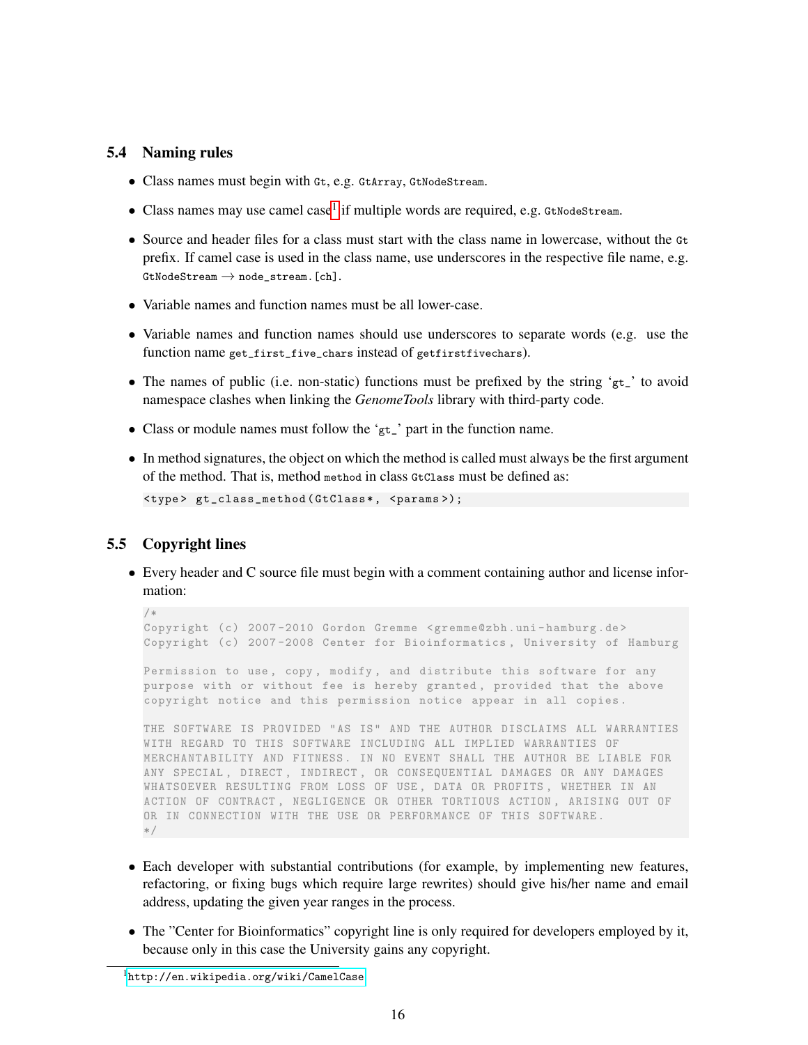## 5.4 Naming rules

- Class names must begin with `Gt`, e.g. `GtArray`, `GtNodeStream`.
- Class names may use camel case[1] if multiple words are required, e.g. `GtNodeStream`.
- Source and header files for a class must start with the class name in lowercase, without the `Gt` prefix. If camel case is used in the class name, use underscores in the respective file name, e.g. `GtNodeStream` → `node_stream.[ch]`.
- Variable names and function names must be all lower-case.
- Variable names and function names should use underscores to separate words (e.g. use the function name `get_first_five_chars` instead of `getfirstfivechars`).
- The names of public (i.e. non-static) functions must be prefixed by the string '`gt_`' to avoid namespace clashes when linking the *GenomeTools* library with third-party code.
- Class or module names must follow the '`gt_`' part in the function name.
- In method signatures, the object on which the method is called must always be the first argument of the method. That is, method `method` in class `GtClass` must be defined as:

```
<type> gt_class_method(GtClass*, <params>);
```

## 5.5 Copyright lines

- Every header and C source file must begin with a comment containing author and license information:

```
/*
Copyright (c) 2007-2010 Gordon Gremme <gremme@zbh.uni-hamburg.de>
Copyright (c) 2007-2008 Center for Bioinformatics, University of Hamburg

Permission to use, copy, modify, and distribute this software for any
purpose with or without fee is hereby granted, provided that the above
copyright notice and this permission notice appear in all copies.

THE SOFTWARE IS PROVIDED "AS IS" AND THE AUTHOR DISCLAIMS ALL WARRANTIES
WITH REGARD TO THIS SOFTWARE INCLUDING ALL IMPLIED WARRANTIES OF
MERCHANTABILITY AND FITNESS. IN NO EVENT SHALL THE AUTHOR BE LIABLE FOR
ANY SPECIAL, DIRECT, INDIRECT, OR CONSEQUENTIAL DAMAGES OR ANY DAMAGES
WHATSOEVER RESULTING FROM LOSS OF USE, DATA OR PROFITS, WHETHER IN AN
ACTION OF CONTRACT, NEGLIGENCE OR OTHER TORTIOUS ACTION, ARISING OUT OF
OR IN CONNECTION WITH THE USE OR PERFORMANCE OF THIS SOFTWARE.
*/
```

- Each developer with substantial contributions (for example, by implementing new features, refactoring, or fixing bugs which require large rewrites) should give his/her name and email address, updating the given year ranges in the process.
- The "Center for Bioinformatics" copyright line is only required for developers employed by it, because only in this case the University gains any copyright.

[1] http://en.wikipedia.org/wiki/CamelCase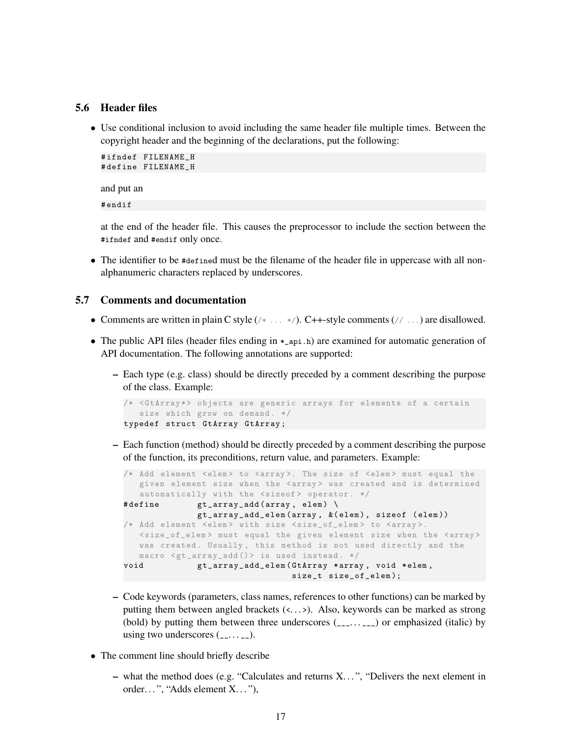## 5.6 Header files

- Use conditional inclusion to avoid including the same header file multiple times. Between the copyright header and the beginning of the declarations, put the following:

  ```
  #ifndef FILENAME_H
  #define FILENAME_H
  ```

  and put an

  ```
  #endif
  ```

  at the end of the header file. This causes the preprocessor to include the section between the `#ifndef` and `#endif` only once.

- The identifier to be `#define`d must be the filename of the header file in uppercase with all non-alphanumeric characters replaced by underscores.

## 5.7 Comments and documentation

- Comments are written in plain C style (`/* ... */`). C++-style comments (`// ...`) are disallowed.
- The public API files (header files ending in `*_api.h`) are examined for automatic generation of API documentation. The following annotations are supported:
  - Each type (e.g. class) should be directly preceded by a comment describing the purpose of the class. Example:

    ```
    /* <GtArray*> objects are generic arrays for elements of a certain
       size which grow on demand. */
    typedef struct GtArray GtArray;
    ```

  - Each function (method) should be directly preceded by a comment describing the purpose of the function, its preconditions, return value, and parameters. Example:

    ```
    /* Add element <elem> to <array>. The size of <elem> must equal the
       given element size when the <array> was created and is determined
       automatically with the <sizeof> operator. */
    #define         gt_array_add(array, elem) \
                    gt_array_add_elem(array, &(elem), sizeof (elem))
    /* Add element <elem> with size <size_of_elem> to <array>.
       <size_of_elem> must equal the given element size when the <array>
       was created. Usually, this method is not used directly and the
       macro <gt_array_add()> is used instead. */
    void            gt_array_add_elem(GtArray *array, void *elem,
                                      size_t size_of_elem);
    ```

  - Code keywords (parameters, class names, references to other functions) can be marked by putting them between angled brackets (`<...>`). Also, keywords can be marked as strong (bold) by putting them between three underscores (`___...___`) or emphasized (italic) by using two underscores (`__...__`).
- The comment line should briefly describe
  - what the method does (e.g. "Calculates and returns X...", "Delivers the next element in order...", "Adds element X..."),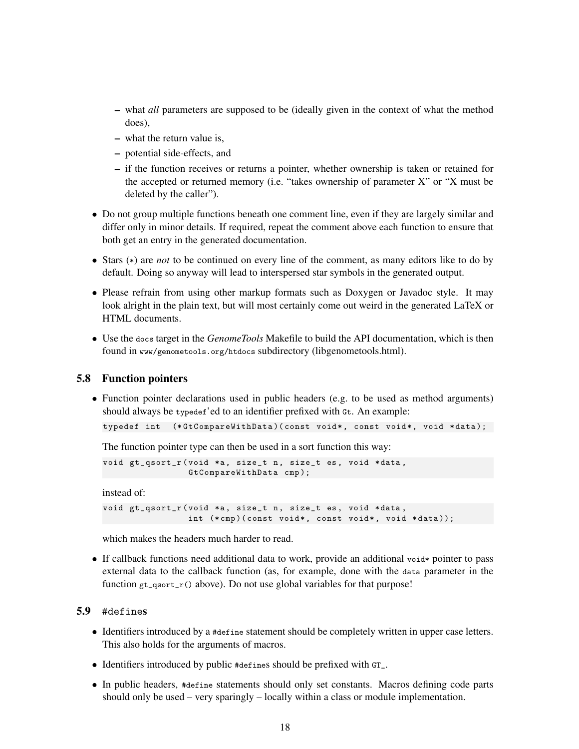- what *all* parameters are supposed to be (ideally given in the context of what the method does),
  - what the return value is,
  - potential side-effects, and
  - if the function receives or returns a pointer, whether ownership is taken or retained for the accepted or returned memory (i.e. "takes ownership of parameter X" or "X must be deleted by the caller").

- Do not group multiple functions beneath one comment line, even if they are largely similar and differ only in minor details. If required, repeat the comment above each function to ensure that both get an entry in the generated documentation.
- Stars (`*`) are *not* to be continued on every line of the comment, as many editors like to do by default. Doing so anyway will lead to interspersed star symbols in the generated output.
- Please refrain from using other markup formats such as Doxygen or Javadoc style. It may look alright in the plain text, but will most certainly come out weird in the generated LaTeX or HTML documents.
- Use the `docs` target in the *GenomeTools* Makefile to build the API documentation, which is then found in `www/genometools.org/htdocs` subdirectory (libgenometools.html).

### 5.8 Function pointers

- Function pointer declarations used in public headers (e.g. to be used as method arguments) should always be `typedef`'ed to an identifier prefixed with `Gt`. An example:

  ```
  typedef int  (*GtCompareWithData)(const void*, const void*, void *data);
  ```

  The function pointer type can then be used in a sort function this way:

  ```
  void gt_qsort_r(void *a, size_t n, size_t es, void *data,
                  GtCompareWithData cmp);
  ```

  instead of:

  ```
  void gt_qsort_r(void *a, size_t n, size_t es, void *data,
                  int (*cmp)(const void*, const void*, void *data));
  ```

  which makes the headers much harder to read.

- If callback functions need additional data to work, provide an additional `void*` pointer to pass external data to the callback function (as, for example, done with the `data` parameter in the function `gt_qsort_r()` above). Do not use global variables for that purpose!

### 5.9 `#define`s

- Identifiers introduced by a `#define` statement should be completely written in upper case letters. This also holds for the arguments of macros.
- Identifiers introduced by public `#define`s should be prefixed with `GT_`.
- In public headers, `#define` statements should only set constants. Macros defining code parts should only be used – very sparingly – locally within a class or module implementation.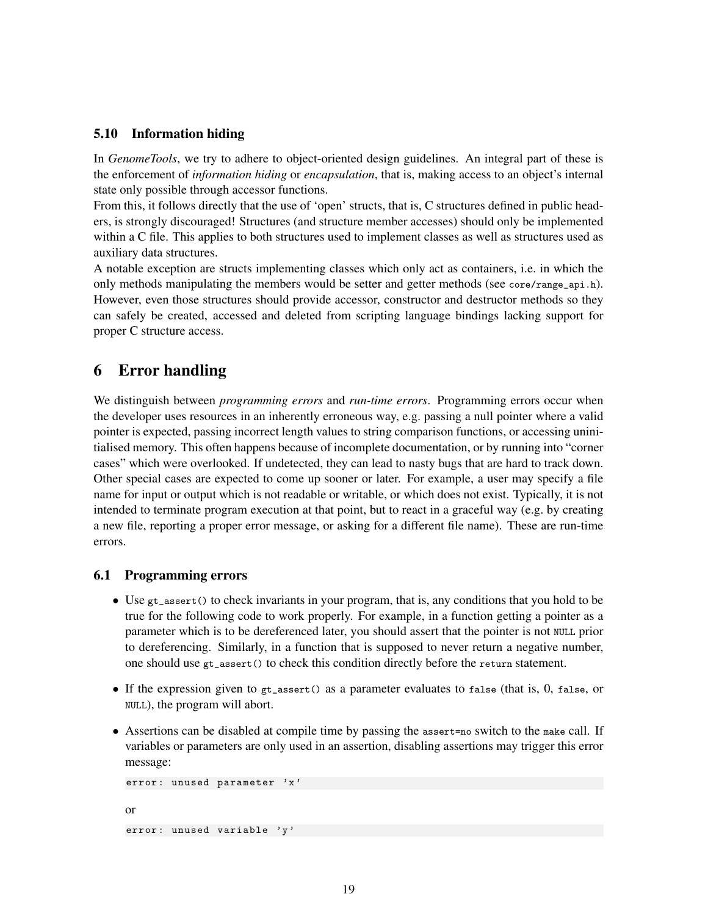### 5.10 Information hiding

In *GenomeTools*, we try to adhere to object-oriented design guidelines. An integral part of these is the enforcement of *information hiding* or *encapsulation*, that is, making access to an object's internal state only possible through accessor functions.

From this, it follows directly that the use of 'open' structs, that is, C structures defined in public headers, is strongly discouraged! Structures (and structure member accesses) should only be implemented within a C file. This applies to both structures used to implement classes as well as structures used as auxiliary data structures.

A notable exception are structs implementing classes which only act as containers, i.e. in which the only methods manipulating the members would be setter and getter methods (see `core/range_api.h`). However, even those structures should provide accessor, constructor and destructor methods so they can safely be created, accessed and deleted from scripting language bindings lacking support for proper C structure access.

## 6 Error handling

We distinguish between *programming errors* and *run-time errors*. Programming errors occur when the developer uses resources in an inherently erroneous way, e.g. passing a null pointer where a valid pointer is expected, passing incorrect length values to string comparison functions, or accessing uninitialised memory. This often happens because of incomplete documentation, or by running into "corner cases" which were overlooked. If undetected, they can lead to nasty bugs that are hard to track down.

Other special cases are expected to come up sooner or later. For example, a user may specify a file name for input or output which is not readable or writable, or which does not exist. Typically, it is not intended to terminate program execution at that point, but to react in a graceful way (e.g. by creating a new file, reporting a proper error message, or asking for a different file name). These are run-time errors.

### 6.1 Programming errors

- Use `gt_assert()` to check invariants in your program, that is, any conditions that you hold to be true for the following code to work properly. For example, in a function getting a pointer as a parameter which is to be dereferenced later, you should assert that the pointer is not `NULL` prior to dereferencing. Similarly, in a function that is supposed to never return a negative number, one should use `gt_assert()` to check this condition directly before the `return` statement.
- If the expression given to `gt_assert()` as a parameter evaluates to `false` (that is, 0, `false`, or `NULL`), the program will abort.
- Assertions can be disabled at compile time by passing the `assert=no` switch to the `make` call. If variables or parameters are only used in an assertion, disabling assertions may trigger this error message:

  ```
  error: unused parameter 'x'
  ```

  or

  ```
  error: unused variable 'y'
  ```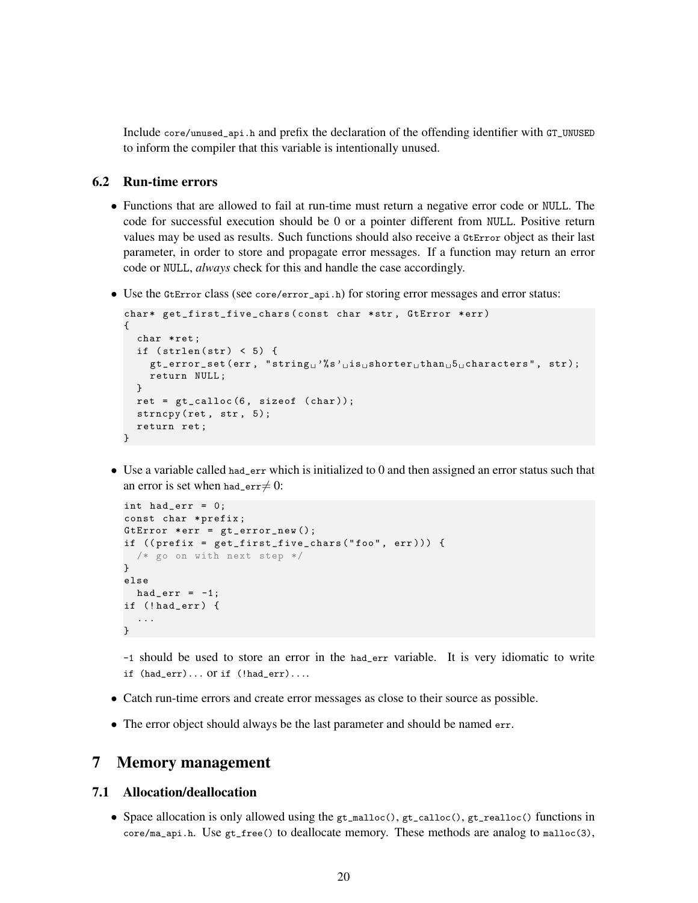Include `core/unused_api.h` and prefix the declaration of the offending identifier with `GT_UNUSED` to inform the compiler that this variable is intentionally unused.

### 6.2 Run-time errors

- Functions that are allowed to fail at run-time must return a negative error code or NULL. The code for successful execution should be 0 or a pointer different from NULL. Positive return values may be used as results. Such functions should also receive a `GtError` object as their last parameter, in order to store and propagate error messages. If a function may return an error code or NULL, *always* check for this and handle the case accordingly.

- Use the `GtError` class (see `core/error_api.h`) for storing error messages and error status:

```
char* get_first_five_chars(const char *str, GtError *err)
{
  char *ret;
  if (strlen(str) < 5) {
    gt_error_set(err, "string '%s' is shorter than 5 characters", str);
    return NULL;
  }
  ret = gt_calloc(6, sizeof (char));
  strncpy(ret, str, 5);
  return ret;
}
```

- Use a variable called `had_err` which is initialized to 0 and then assigned an error status such that an error is set when `had_err` $\neq 0$:

```
int had_err = 0;
const char *prefix;
GtError *err = gt_error_new();
if ((prefix = get_first_five_chars("foo", err))) {
  /* go on with next step */
}
else
  had_err = -1;
if (!had_err) {
  ...
}
```

  `-1` should be used to store an error in the `had_err` variable. It is very idiomatic to write `if (had_err)...` or `if (!had_err)...`.

- Catch run-time errors and create error messages as close to their source as possible.

- The error object should always be the last parameter and should be named `err`.

## 7 Memory management

### 7.1 Allocation/deallocation

- Space allocation is only allowed using the `gt_malloc()`, `gt_calloc()`, `gt_realloc()` functions in `core/ma_api.h`. Use `gt_free()` to deallocate memory. These methods are analog to `malloc(3)`,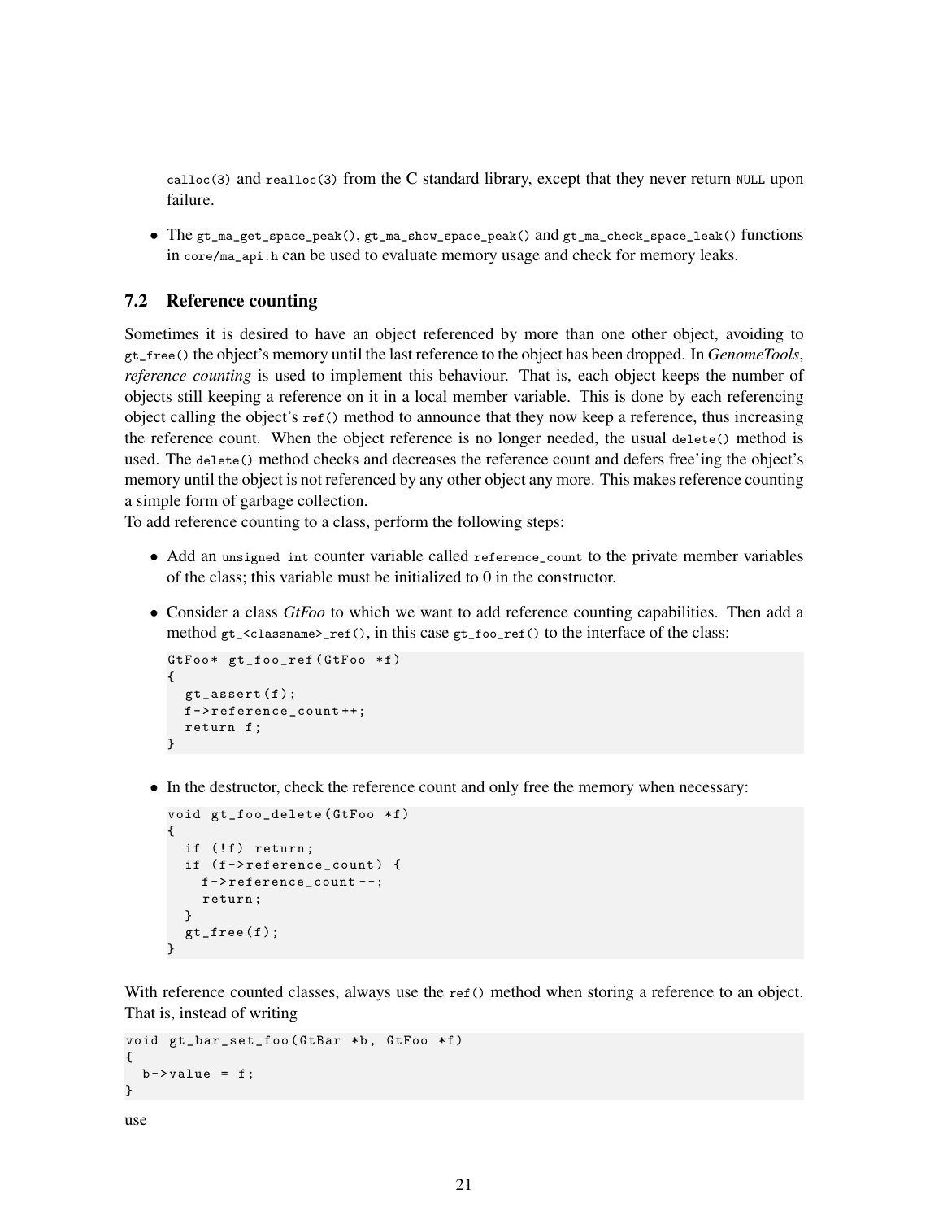`calloc(3)` and `realloc(3)` from the C standard library, except that they never return `NULL` upon failure.

- The `gt_ma_get_space_peak()`, `gt_ma_show_space_peak()` and `gt_ma_check_space_leak()` functions in `core/ma_api.h` can be used to evaluate memory usage and check for memory leaks.

## 7.2 Reference counting

Sometimes it is desired to have an object referenced by more than one other object, avoiding to `gt_free()` the object's memory until the last reference to the object has been dropped. In *GenomeTools*, *reference counting* is used to implement this behaviour. That is, each object keeps the number of objects still keeping a reference on it in a local member variable. This is done by each referencing object calling the object's `ref()` method to announce that they now keep a reference, thus increasing the reference count. When the object reference is no longer needed, the usual `delete()` method is used. The `delete()` method checks and decreases the reference count and defers free'ing the object's memory until the object is not referenced by any other object any more. This makes reference counting a simple form of garbage collection.
To add reference counting to a class, perform the following steps:

- Add an `unsigned int` counter variable called `reference_count` to the private member variables of the class; this variable must be initialized to 0 in the constructor.
- Consider a class *GtFoo* to which we want to add reference counting capabilities. Then add a method `gt_<classname>_ref()`, in this case `gt_foo_ref()` to the interface of the class:

```
GtFoo* gt_foo_ref(GtFoo *f)
{
  gt_assert(f);
  f->reference_count++;
  return f;
}
```

- In the destructor, check the reference count and only free the memory when necessary:

```
void gt_foo_delete(GtFoo *f)
{
  if (!f) return;
  if (f->reference_count) {
    f->reference_count--;
    return;
  }
  gt_free(f);
}
```

With reference counted classes, always use the `ref()` method when storing a reference to an object. That is, instead of writing

```
void gt_bar_set_foo(GtBar *b, GtFoo *f)
{
  b->value = f;
}
```

use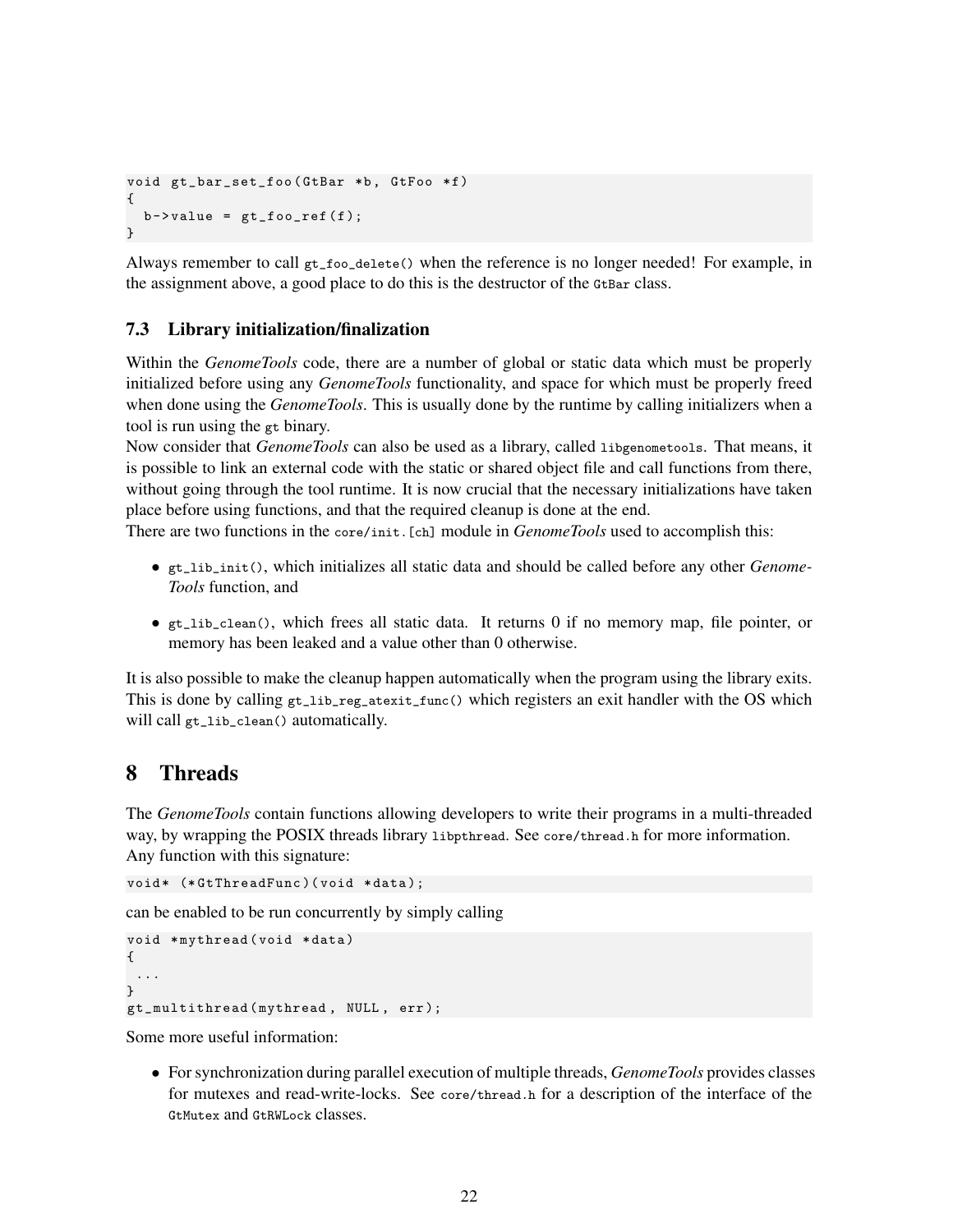```
void gt_bar_set_foo(GtBar *b, GtFoo *f)
{
  b->value = gt_foo_ref(f);
}
```

Always remember to call `gt_foo_delete()` when the reference is no longer needed! For example, in the assignment above, a good place to do this is the destructor of the `GtBar` class.

### 7.3 Library initialization/finalization

Within the *GenomeTools* code, there are a number of global or static data which must be properly initialized before using any *GenomeTools* functionality, and space for which must be properly freed when done using the *GenomeTools*. This is usually done by the runtime by calling initializers when a tool is run using the `gt` binary.
Now consider that *GenomeTools* can also be used as a library, called `libgenometools`. That means, it is possible to link an external code with the static or shared object file and call functions from there, without going through the tool runtime. It is now crucial that the necessary initializations have taken place before using functions, and that the required cleanup is done at the end.
There are two functions in the `core/init.[ch]` module in *GenomeTools* used to accomplish this:

- `gt_lib_init()`, which initializes all static data and should be called before any other *GenomeTools* function, and
- `gt_lib_clean()`, which frees all static data. It returns 0 if no memory map, file pointer, or memory has been leaked and a value other than 0 otherwise.

It is also possible to make the cleanup happen automatically when the program using the library exits. This is done by calling `gt_lib_reg_atexit_func()` which registers an exit handler with the OS which will call `gt_lib_clean()` automatically.

## 8 Threads

The *GenomeTools* contain functions allowing developers to write their programs in a multi-threaded way, by wrapping the POSIX threads library `libpthread`. See `core/thread.h` for more information.
Any function with this signature:

```
void* (*GtThreadFunc)(void *data);
```

can be enabled to be run concurrently by simply calling

```
void *mythread(void *data)
{
 ...
}
gt_multithread(mythread, NULL, err);
```

Some more useful information:

- For synchronization during parallel execution of multiple threads, *GenomeTools* provides classes for mutexes and read-write-locks. See `core/thread.h` for a description of the interface of the `GtMutex` and `GtRWLock` classes.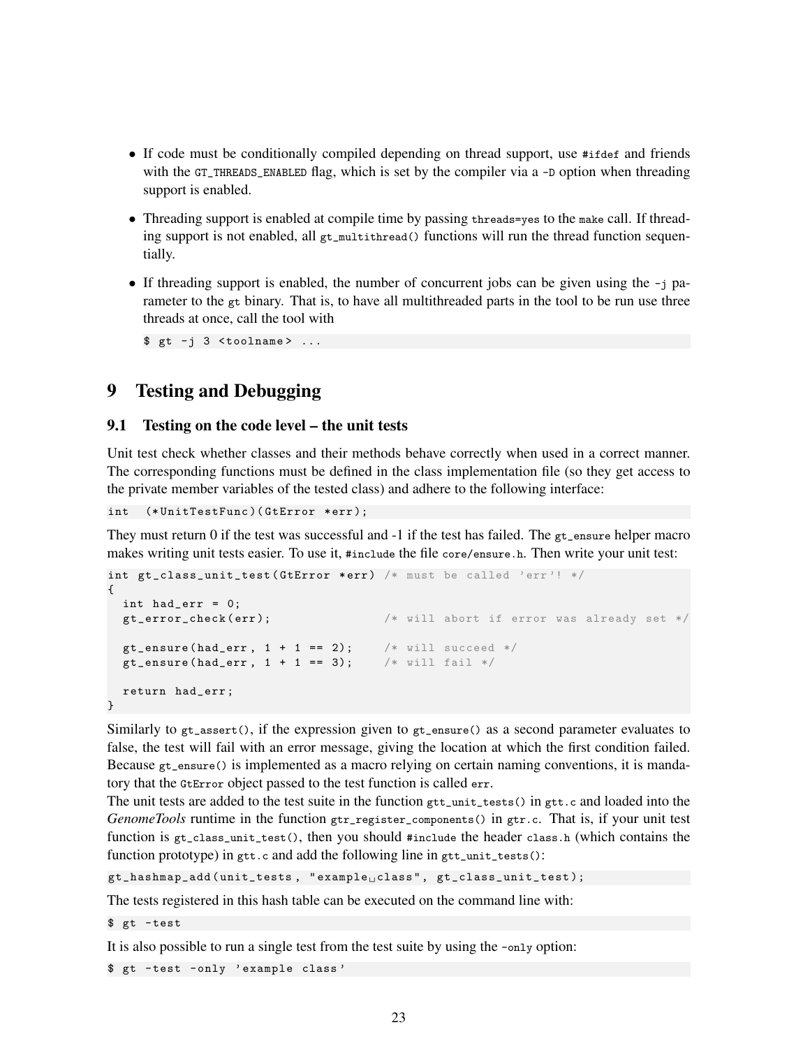- If code must be conditionally compiled depending on thread support, use `#ifdef` and friends with the `GT_THREADS_ENABLED` flag, which is set by the compiler via a `-D` option when threading support is enabled.
- Threading support is enabled at compile time by passing `threads=yes` to the `make` call. If threading support is not enabled, all `gt_multithread()` functions will run the thread function sequentially.
- If threading support is enabled, the number of concurrent jobs can be given using the `-j` parameter to the `gt` binary. That is, to have all multithreaded parts in the tool to be run use three threads at once, call the tool with

  ```
  $ gt -j 3 <toolname> ...
  ```

# 9 Testing and Debugging

## 9.1 Testing on the code level – the unit tests

Unit test check whether classes and their methods behave correctly when used in a correct manner. The corresponding functions must be defined in the class implementation file (so they get access to the private member variables of the tested class) and adhere to the following interface:

```
int  (*UnitTestFunc)(GtError *err);
```

They must return 0 if the test was successful and -1 if the test has failed. The `gt_ensure` helper macro makes writing unit tests easier. To use it, `#include` the file `core/ensure.h`. Then write your unit test:

```
int gt_class_unit_test(GtError *err) /* must be called 'err'! */
{
  int had_err = 0;
  gt_error_check(err);               /* will abort if error was already set */

  gt_ensure(had_err, 1 + 1 == 2);    /* will succeed */
  gt_ensure(had_err, 1 + 1 == 3);    /* will fail */

  return had_err;
}
```

Similarly to `gt_assert()`, if the expression given to `gt_ensure()` as a second parameter evaluates to false, the test will fail with an error message, giving the location at which the first condition failed. Because `gt_ensure()` is implemented as a macro relying on certain naming conventions, it is mandatory that the `GtError` object passed to the test function is called `err`.
The unit tests are added to the test suite in the function `gtt_unit_tests()` in `gtt.c` and loaded into the *GenomeTools* runtime in the function `gtr_register_components()` in `gtr.c`. That is, if your unit test function is `gt_class_unit_test()`, then you should `#include` the header `class.h` (which contains the function prototype) in `gtt.c` and add the following line in `gtt_unit_tests()`:

```
gt_hashmap_add(unit_tests, "example class", gt_class_unit_test);
```

The tests registered in this hash table can be executed on the command line with:

```
$ gt -test
```

It is also possible to run a single test from the test suite by using the `-only` option:

```
$ gt -test -only 'example class'
```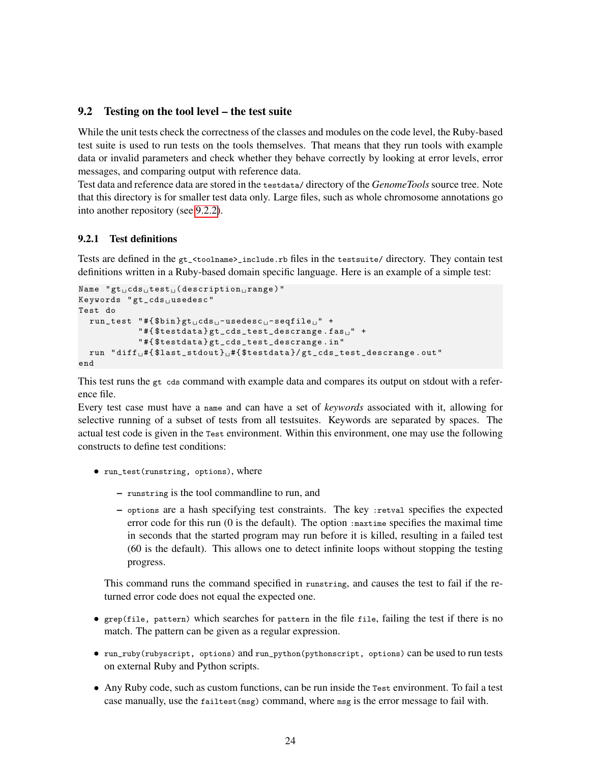## 9.2 Testing on the tool level – the test suite

While the unit tests check the correctness of the classes and modules on the code level, the Ruby-based test suite is used to run tests on the tools themselves. That means that they run tools with example data or invalid parameters and check whether they behave correctly by looking at error levels, error messages, and comparing output with reference data.
Test data and reference data are stored in the `testdata/` directory of the *GenomeTools* source tree. Note that this directory is for smaller test data only. Large files, such as whole chromosome annotations go into another repository (see 9.2.2).

### 9.2.1 Test definitions

Tests are defined in the `gt_<toolname>_include.rb` files in the `testsuite/` directory. They contain test definitions written in a Ruby-based domain specific language. Here is an example of a simple test:

```
Name "gt cds test (description range)"
Keywords "gt_cds usedesc"
Test do
  run_test "#{$bin}gt cds -usedesc -seqfile " +
           "#{$testdata}gt_cds_test_descrange.fas " +
           "#{$testdata}gt_cds_test_descrange.in"
  run "diff #{$last_stdout} #{$testdata}/gt_cds_test_descrange.out"
end
```

This test runs the `gt cds` command with example data and compares its output on stdout with a reference file.
Every test case must have a `name` and can have a set of *keywords* associated with it, allowing for selective running of a subset of tests from all testsuites. Keywords are separated by spaces. The actual test code is given in the `Test` environment. Within this environment, one may use the following constructs to define test conditions:

- `run_test(runstring, options)`, where
  - `runstring` is the tool commandline to run, and
  - `options` are a hash specifying test constraints. The key `:retval` specifies the expected error code for this run (0 is the default). The option `:maxtime` specifies the maximal time in seconds that the started program may run before it is killed, resulting in a failed test (60 is the default). This allows one to detect infinite loops without stopping the testing progress.

  This command runs the command specified in `runstring`, and causes the test to fail if the returned error code does not equal the expected one.
- `grep(file, pattern)` which searches for `pattern` in the file `file`, failing the test if there is no match. The pattern can be given as a regular expression.
- `run_ruby(rubyscript, options)` and `run_python(pythonscript, options)` can be used to run tests on external Ruby and Python scripts.
- Any Ruby code, such as custom functions, can be run inside the `Test` environment. To fail a test case manually, use the `failtest(msg)` command, where `msg` is the error message to fail with.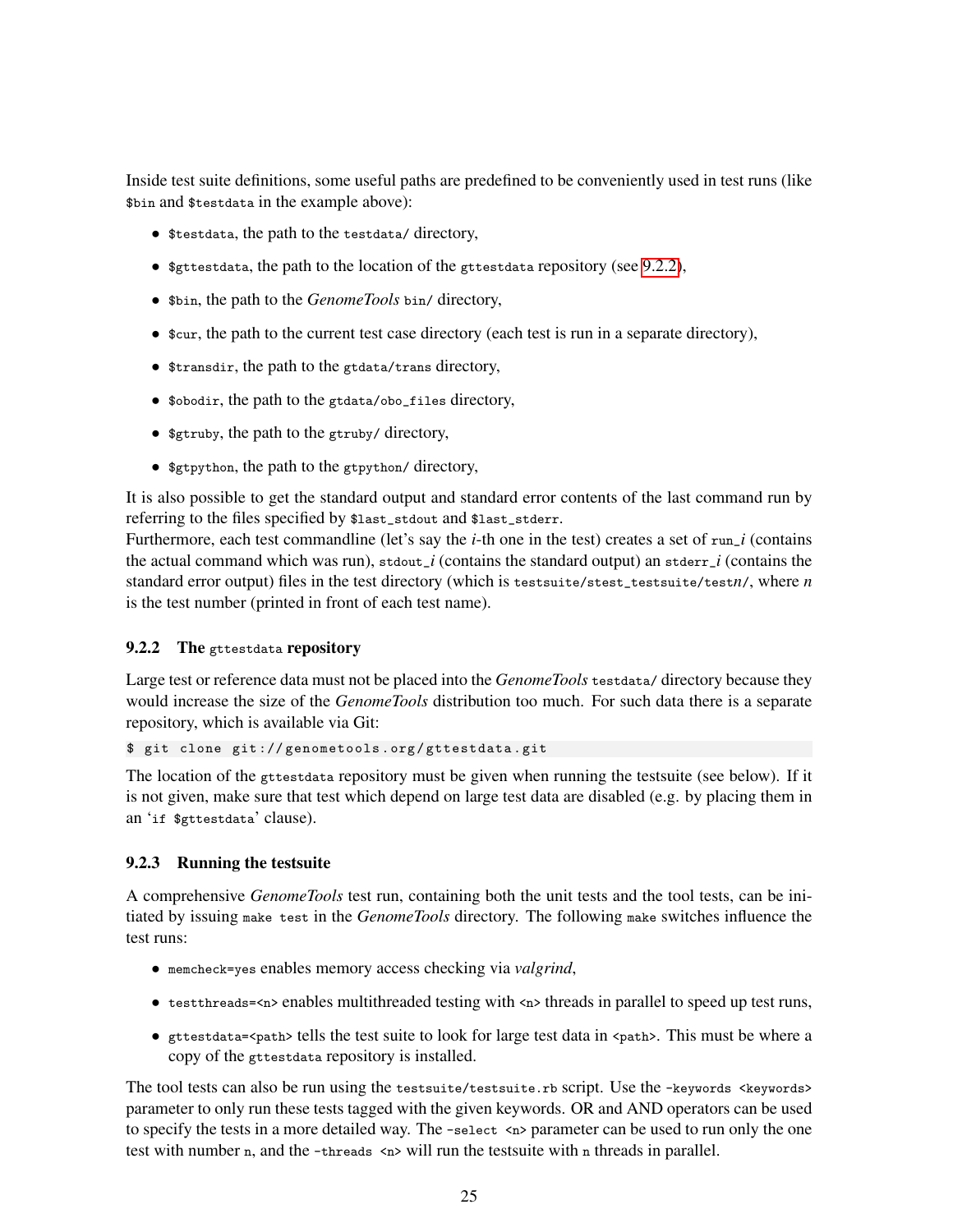Inside test suite definitions, some useful paths are predefined to be conveniently used in test runs (like `$bin` and `$testdata` in the example above):

- `$testdata`, the path to the `testdata/` directory,
- `$gttestdata`, the path to the location of the `gttestdata` repository (see 9.2.2),
- `$bin`, the path to the *GenomeTools* `bin/` directory,
- `$cur`, the path to the current test case directory (each test is run in a separate directory),
- `$transdir`, the path to the `gtdata/trans` directory,
- `$obodir`, the path to the `gtdata/obo_files` directory,
- `$gtruby`, the path to the `gtruby/` directory,
- `$gtpython`, the path to the `gtpython/` directory,

It is also possible to get the standard output and standard error contents of the last command run by referring to the files specified by `$last_stdout` and `$last_stderr`.
Furthermore, each test commandline (let's say the *i*-th one in the test) creates a set of `run_`*i* (contains the actual command which was run), `stdout_`*i* (contains the standard output) an `stderr_`*i* (contains the standard error output) files in the test directory (which is `testsuite/stest_testsuite/test`*n*`/`, where *n* is the test number (printed in front of each test name).

### 9.2.2 The `gttestdata` repository

Large test or reference data must not be placed into the *GenomeTools* `testdata/` directory because they would increase the size of the *GenomeTools* distribution too much. For such data there is a separate repository, which is available via Git:

```
$ git clone git://genometools.org/gttestdata.git
```

The location of the `gttestdata` repository must be given when running the testsuite (see below). If it is not given, make sure that test which depend on large test data are disabled (e.g. by placing them in an '`if $gttestdata`' clause).

### 9.2.3 Running the testsuite

A comprehensive *GenomeTools* test run, containing both the unit tests and the tool tests, can be initiated by issuing `make test` in the *GenomeTools* directory. The following `make` switches influence the test runs:

- `memcheck=yes` enables memory access checking via *valgrind*,
- `testthreads=<n>` enables multithreaded testing with `<n>` threads in parallel to speed up test runs,
- `gttestdata=<path>` tells the test suite to look for large test data in `<path>`. This must be where a copy of the `gttestdata` repository is installed.

The tool tests can also be run using the `testsuite/testsuite.rb` script. Use the `-keywords <keywords>` parameter to only run these tests tagged with the given keywords. OR and AND operators can be used to specify the tests in a more detailed way. The `-select <n>` parameter can be used to run only the one test with number `n`, and the `-threads <n>` will run the testsuite with `n` threads in parallel.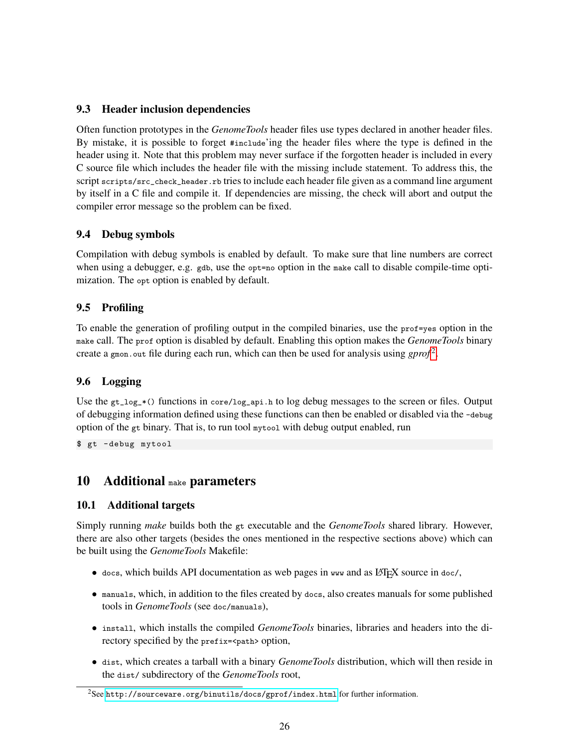### 9.3 Header inclusion dependencies

Often function prototypes in the *GenomeTools* header files use types declared in another header files. By mistake, it is possible to forget `#include`'ing the header files where the type is defined in the header using it. Note that this problem may never surface if the forgotten header is included in every C source file which includes the header file with the missing include statement. To address this, the script `scripts/src_check_header.rb` tries to include each header file given as a command line argument by itself in a C file and compile it. If dependencies are missing, the check will abort and output the compiler error message so the problem can be fixed.

### 9.4 Debug symbols

Compilation with debug symbols is enabled by default. To make sure that line numbers are correct when using a debugger, e.g. `gdb`, use the `opt=no` option in the `make` call to disable compile-time optimization. The `opt` option is enabled by default.

### 9.5 Profiling

To enable the generation of profiling output in the compiled binaries, use the `prof=yes` option in the `make` call. The `prof` option is disabled by default. Enabling this option makes the *GenomeTools* binary create a `gmon.out` file during each run, which can then be used for analysis using *gprof*[2].

### 9.6 Logging

Use the `gt_log_*()` functions in `core/log_api.h` to log debug messages to the screen or files. Output of debugging information defined using these functions can then be enabled or disabled via the `-debug` option of the `gt` binary. That is, to run tool `mytool` with debug output enabled, run

```
$ gt -debug mytool
```

## 10 Additional `make` parameters

### 10.1 Additional targets

Simply running *make* builds both the `gt` executable and the *GenomeTools* shared library. However, there are also other targets (besides the ones mentioned in the respective sections above) which can be built using the *GenomeTools* Makefile:

- `docs`, which builds API documentation as web pages in `www` and as LaTeX source in `doc/`,
- `manuals`, which, in addition to the files created by `docs`, also creates manuals for some published tools in *GenomeTools* (see `doc/manuals`),
- `install`, which installs the compiled *GenomeTools* binaries, libraries and headers into the directory specified by the `prefix=<path>` option,
- `dist`, which creates a tarball with a binary *GenomeTools* distribution, which will then reside in the `dist/` subdirectory of the *GenomeTools* root,

[2] See http://sourceware.org/binutils/docs/gprof/index.html for further information.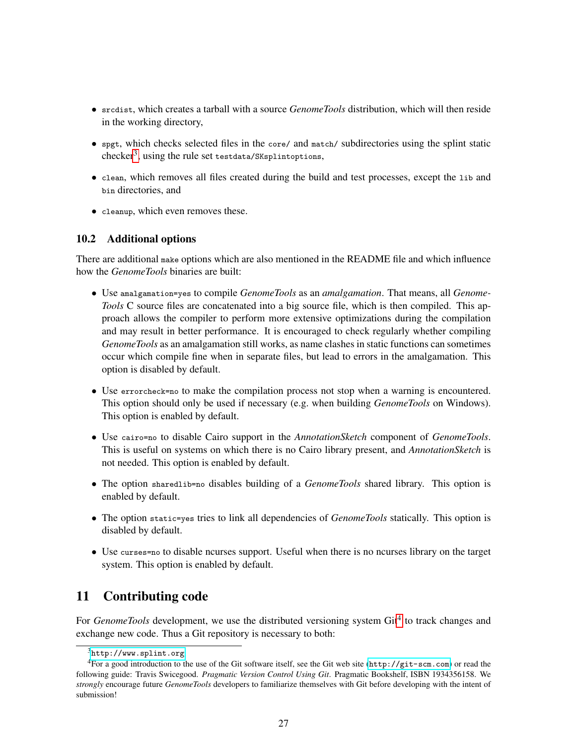- `srcdist`, which creates a tarball with a source *GenomeTools* distribution, which will then reside in the working directory,
- `spgt`, which checks selected files in the `core/` and `match/` subdirectories using the splint static checker[3], using the rule set `testdata/SKsplintoptions`,
- `clean`, which removes all files created during the build and test processes, except the `lib` and `bin` directories, and
- `cleanup`, which even removes these.

### 10.2 Additional options

There are additional `make` options which are also mentioned in the README file and which influence how the *GenomeTools* binaries are built:

- Use `amalgamation=yes` to compile *GenomeTools* as an *amalgamation*. That means, all *GenomeTools* C source files are concatenated into a big source file, which is then compiled. This approach allows the compiler to perform more extensive optimizations during the compilation and may result in better performance. It is encouraged to check regularly whether compiling *GenomeTools* as an amalgamation still works, as name clashes in static functions can sometimes occur which compile fine when in separate files, but lead to errors in the amalgamation. This option is disabled by default.
- Use `errorcheck=no` to make the compilation process not stop when a warning is encountered. This option should only be used if necessary (e.g. when building *GenomeTools* on Windows). This option is enabled by default.
- Use `cairo=no` to disable Cairo support in the *AnnotationSketch* component of *GenomeTools*. This is useful on systems on which there is no Cairo library present, and *AnnotationSketch* is not needed. This option is enabled by default.
- The option `sharedlib=no` disables building of a *GenomeTools* shared library. This option is enabled by default.
- The option `static=yes` tries to link all dependencies of *GenomeTools* statically. This option is disabled by default.
- Use `curses=no` to disable ncurses support. Useful when there is no ncurses library on the target system. This option is enabled by default.

## 11 Contributing code

For *GenomeTools* development, we use the distributed versioning system Git[4] to track changes and exchange new code. Thus a Git repository is necessary to both:

---

[3] http://www.splint.org

[4] For a good introduction to the use of the Git software itself, see the Git web site (http://git-scm.com) or read the following guide: Travis Swicegood. *Pragmatic Version Control Using Git*. Pragmatic Bookshelf, ISBN 1934356158. We *strongly* encourage future *GenomeTools* developers to familiarize themselves with Git before developing with the intent of submission!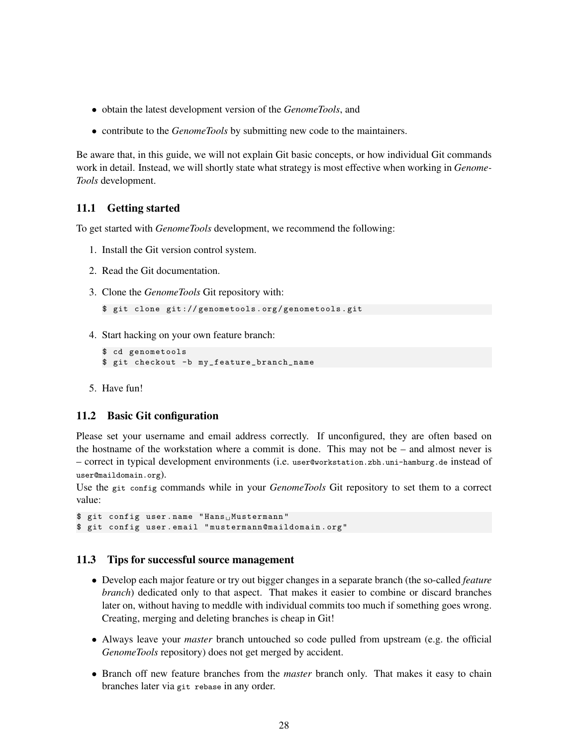- obtain the latest development version of the *GenomeTools*, and
- contribute to the *GenomeTools* by submitting new code to the maintainers.

Be aware that, in this guide, we will not explain Git basic concepts, or how individual Git commands work in detail. Instead, we will shortly state what strategy is most effective when working in *GenomeTools* development.

## 11.1 Getting started

To get started with *GenomeTools* development, we recommend the following:

1. Install the Git version control system.
2. Read the Git documentation.
3. Clone the *GenomeTools* Git repository with:

   ```
   $ git clone git://genometools.org/genometools.git
   ```

4. Start hacking on your own feature branch:

   ```
   $ cd genometools
   $ git checkout -b my_feature_branch_name
   ```

5. Have fun!

## 11.2 Basic Git configuration

Please set your username and email address correctly. If unconfigured, they are often based on the hostname of the workstation where a commit is done. This may not be – and almost never is – correct in typical development environments (i.e. `user@workstation.zbh.uni-hamburg.de` instead of `user@maildomain.org`).
Use the `git config` commands while in your *GenomeTools* Git repository to set them to a correct value:

```
$ git config user.name "Hans Mustermann"
$ git config user.email "mustermann@maildomain.org"
```

## 11.3 Tips for successful source management

- Develop each major feature or try out bigger changes in a separate branch (the so-called *feature branch*) dedicated only to that aspect. That makes it easier to combine or discard branches later on, without having to meddle with individual commits too much if something goes wrong. Creating, merging and deleting branches is cheap in Git!
- Always leave your *master* branch untouched so code pulled from upstream (e.g. the official *GenomeTools* repository) does not get merged by accident.
- Branch off new feature branches from the *master* branch only. That makes it easy to chain branches later via `git rebase` in any order.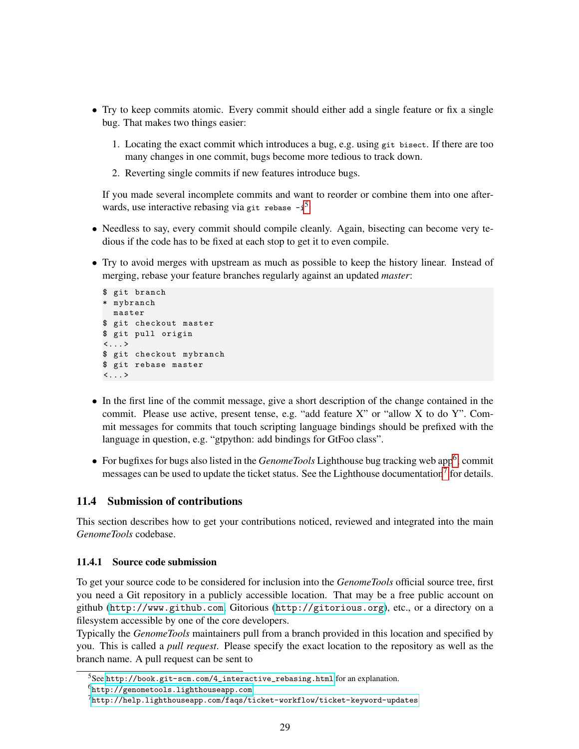- Try to keep commits atomic. Every commit should either add a single feature or fix a single bug. That makes two things easier:

  1. Locating the exact commit which introduces a bug, e.g. using `git bisect`. If there are too many changes in one commit, bugs become more tedious to track down.
  2. Reverting single commits if new features introduce bugs.

  If you made several incomplete commits and want to reorder or combine them into one afterwards, use interactive rebasing via `git rebase -i`[5]

- Needless to say, every commit should compile cleanly. Again, bisecting can become very tedious if the code has to be fixed at each stop to get it to even compile.

- Try to avoid merges with upstream as much as possible to keep the history linear. Instead of merging, rebase your feature branches regularly against an updated *master*:

```
$ git branch
* mybranch
  master
$ git checkout master
$ git pull origin
<...>
$ git checkout mybranch
$ git rebase master
<...>
```

- In the first line of the commit message, give a short description of the change contained in the commit. Please use active, present tense, e.g. "add feature X" or "allow X to do Y". Commit messages for commits that touch scripting language bindings should be prefixed with the language in question, e.g. "gtpython: add bindings for GtFoo class".

- For bugfixes for bugs also listed in the *GenomeTools* Lighthouse bug tracking web app[6], commit messages can be used to update the ticket status. See the Lighthouse documentation[7] for details.

## 11.4 Submission of contributions

This section describes how to get your contributions noticed, reviewed and integrated into the main *GenomeTools* codebase.

### 11.4.1 Source code submission

To get your source code to be considered for inclusion into the *GenomeTools* official source tree, first you need a Git repository in a publicly accessible location. That may be a free public account on github (`http://www.github.com`, Gitorious (`http://gitorious.org`), etc., or a directory on a filesystem accessible by one of the core developers.

Typically the *GenomeTools* maintainers pull from a branch provided in this location and specified by you. This is called a *pull request*. Please specify the exact location to the repository as well as the branch name. A pull request can be sent to

---

[5] See `http://book.git-scm.com/4_interactive_rebasing.html` for an explanation.

[6] `http://genometools.lighthouseapp.com`

[7] `http://help.lighthouseapp.com/faqs/ticket-workflow/ticket-keyword-updates`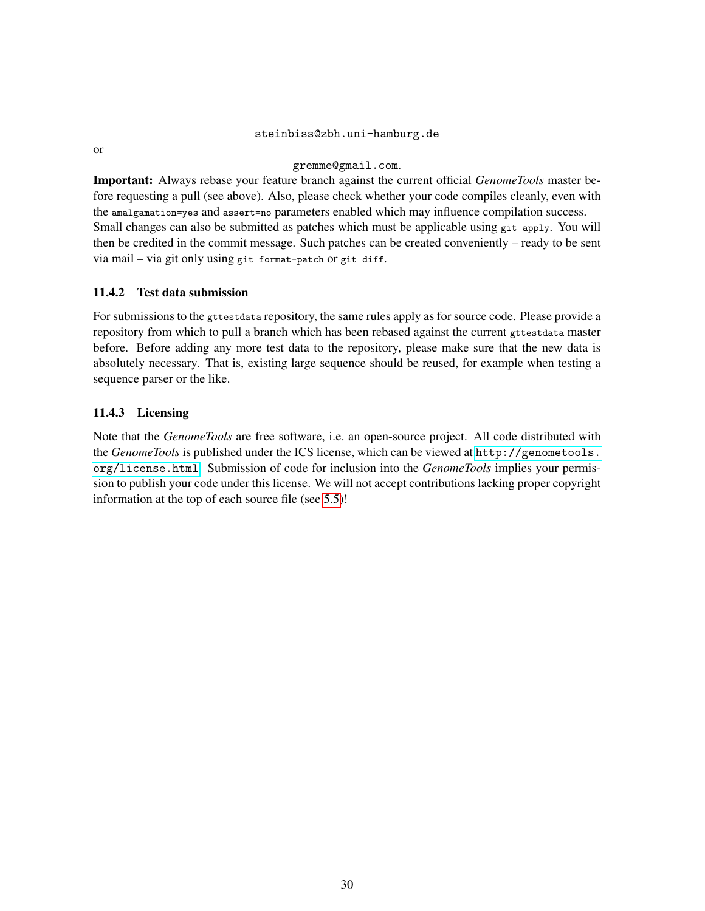`steinbiss@zbh.uni-hamburg.de`

or

`gremme@gmail.com`.

**Important:** Always rebase your feature branch against the current official *GenomeTools* master before requesting a pull (see above). Also, please check whether your code compiles cleanly, even with the `amalgamation=yes` and `assert=no` parameters enabled which may influence compilation success. Small changes can also be submitted as patches which must be applicable using `git apply`. You will then be credited in the commit message. Such patches can be created conveniently – ready to be sent via mail – via git only using `git format-patch` or `git diff`.

### 11.4.2 Test data submission

For submissions to the `gttestdata` repository, the same rules apply as for source code. Please provide a repository from which to pull a branch which has been rebased against the current `gttestdata` master before. Before adding any more test data to the repository, please make sure that the new data is absolutely necessary. That is, existing large sequence should be reused, for example when testing a sequence parser or the like.

### 11.4.3 Licensing

Note that the *GenomeTools* are free software, i.e. an open-source project. All code distributed with the *GenomeTools* is published under the ICS license, which can be viewed at `http://genometools.org/license.html`. Submission of code for inclusion into the *GenomeTools* implies your permission to publish your code under this license. We will not accept contributions lacking proper copyright information at the top of each source file (see 5.5)!